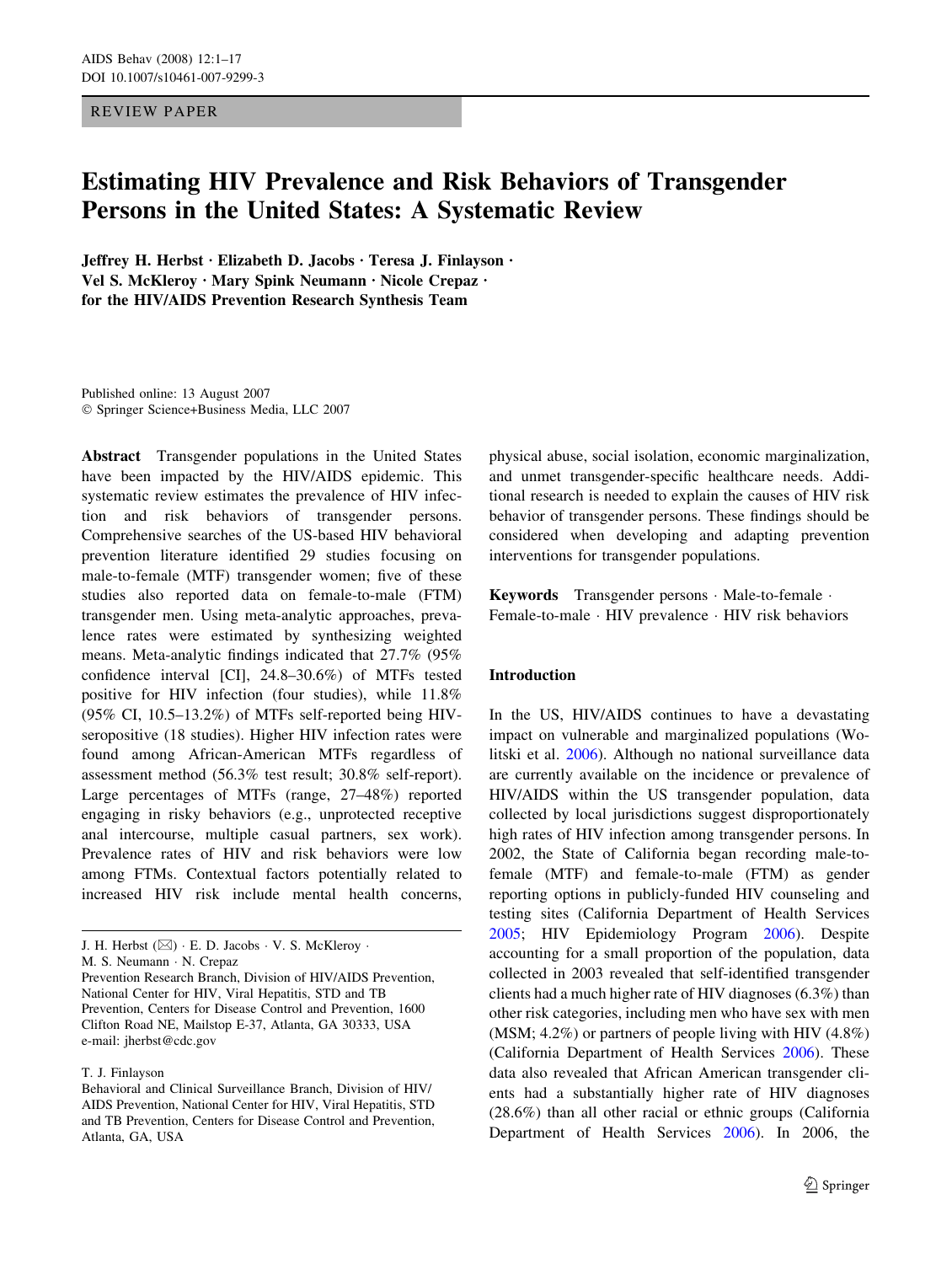REVIEW PAPER

# Estimating HIV Prevalence and Risk Behaviors of Transgender Persons in the United States: A Systematic Review

**Jeffrey H. Herbst · Elizabeth D. Jacobs · Teresa J. Finlayson · Vel S. McKleroy · Mary Spink Neumann · Nicole Crepaz · for the HIV/AIDS Prevention Research Synthesis Team**

Published online: 13 August 2007
© Springer Science+Business Media, LLC 2007

**Abstract** Transgender populations in the United States have been impacted by the HIV/AIDS epidemic. This systematic review estimates the prevalence of HIV infection and risk behaviors of transgender persons. Comprehensive searches of the US-based HIV behavioral prevention literature identified 29 studies focusing on male-to-female (MTF) transgender women; five of these studies also reported data on female-to-male (FTM) transgender men. Using meta-analytic approaches, prevalence rates were estimated by synthesizing weighted means. Meta-analytic findings indicated that 27.7% (95% confidence interval [CI], 24.8–30.6%) of MTFs tested positive for HIV infection (four studies), while 11.8% (95% CI, 10.5–13.2%) of MTFs self-reported being HIV-seropositive (18 studies). Higher HIV infection rates were found among African-American MTFs regardless of assessment method (56.3% test result; 30.8% self-report). Large percentages of MTFs (range, 27–48%) reported engaging in risky behaviors (e.g., unprotected receptive anal intercourse, multiple casual partners, sex work). Prevalence rates of HIV and risk behaviors were low among FTMs. Contextual factors potentially related to increased HIV risk include mental health concerns, physical abuse, social isolation, economic marginalization, and unmet transgender-specific healthcare needs. Additional research is needed to explain the causes of HIV risk behavior of transgender persons. These findings should be considered when developing and adapting prevention interventions for transgender populations.

**Keywords** Transgender persons · Male-to-female · Female-to-male · HIV prevalence · HIV risk behaviors

J. H. Herbst (✉) · E. D. Jacobs · V. S. McKleroy · M. S. Neumann · N. Crepaz
Prevention Research Branch, Division of HIV/AIDS Prevention, National Center for HIV, Viral Hepatitis, STD and TB Prevention, Centers for Disease Control and Prevention, 1600 Clifton Road NE, Mailstop E-37, Atlanta, GA 30333, USA
e-mail: jherbst@cdc.gov

T. J. Finlayson
Behavioral and Clinical Surveillance Branch, Division of HIV/AIDS Prevention, National Center for HIV, Viral Hepatitis, STD and TB Prevention, Centers for Disease Control and Prevention, Atlanta, GA, USA

## Introduction

In the US, HIV/AIDS continues to have a devastating impact on vulnerable and marginalized populations (Wolitski et al. 2006). Although no national surveillance data are currently available on the incidence or prevalence of HIV/AIDS within the US transgender population, data collected by local jurisdictions suggest disproportionately high rates of HIV infection among transgender persons. In 2002, the State of California began recording male-to-female (MTF) and female-to-male (FTM) as gender reporting options in publicly-funded HIV counseling and testing sites (California Department of Health Services 2005; HIV Epidemiology Program 2006). Despite accounting for a small proportion of the population, data collected in 2003 revealed that self-identified transgender clients had a much higher rate of HIV diagnoses (6.3%) than other risk categories, including men who have sex with men (MSM; 4.2%) or partners of people living with HIV (4.8%) (California Department of Health Services 2006). These data also revealed that African American transgender clients had a substantially higher rate of HIV diagnoses (28.6%) than all other racial or ethnic groups (California Department of Health Services 2006). In 2006, the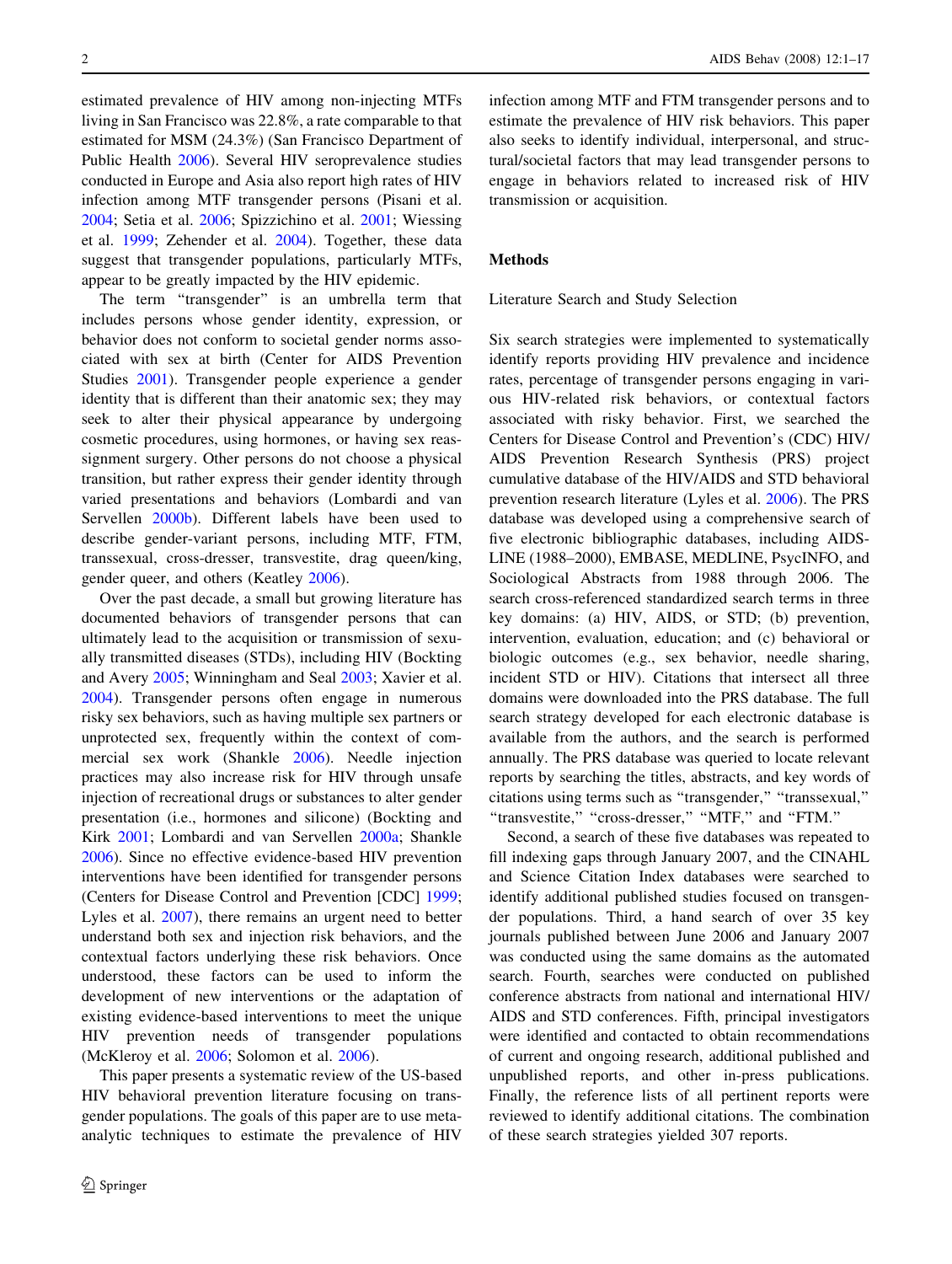estimated prevalence of HIV among non-injecting MTFs living in San Francisco was 22.8%, a rate comparable to that estimated for MSM (24.3%) (San Francisco Department of Public Health 2006). Several HIV seroprevalence studies conducted in Europe and Asia also report high rates of HIV infection among MTF transgender persons (Pisani et al. 2004; Setia et al. 2006; Spizzichino et al. 2001; Wiessing et al. 1999; Zehender et al. 2004). Together, these data suggest that transgender populations, particularly MTFs, appear to be greatly impacted by the HIV epidemic.

The term "transgender" is an umbrella term that includes persons whose gender identity, expression, or behavior does not conform to societal gender norms associated with sex at birth (Center for AIDS Prevention Studies 2001). Transgender people experience a gender identity that is different than their anatomic sex; they may seek to alter their physical appearance by undergoing cosmetic procedures, using hormones, or having sex reassignment surgery. Other persons do not choose a physical transition, but rather express their gender identity through varied presentations and behaviors (Lombardi and van Servellen 2000b). Different labels have been used to describe gender-variant persons, including MTF, FTM, transsexual, cross-dresser, transvestite, drag queen/king, gender queer, and others (Keatley 2006).

Over the past decade, a small but growing literature has documented behaviors of transgender persons that can ultimately lead to the acquisition or transmission of sexually transmitted diseases (STDs), including HIV (Bockting and Avery 2005; Winningham and Seal 2003; Xavier et al. 2004). Transgender persons often engage in numerous risky sex behaviors, such as having multiple sex partners or unprotected sex, frequently within the context of commercial sex work (Shankle 2006). Needle injection practices may also increase risk for HIV through unsafe injection of recreational drugs or substances to alter gender presentation (i.e., hormones and silicone) (Bockting and Kirk 2001; Lombardi and van Servellen 2000a; Shankle 2006). Since no effective evidence-based HIV prevention interventions have been identified for transgender persons (Centers for Disease Control and Prevention [CDC] 1999; Lyles et al. 2007), there remains an urgent need to better understand both sex and injection risk behaviors, and the contextual factors underlying these risk behaviors. Once understood, these factors can be used to inform the development of new interventions or the adaptation of existing evidence-based interventions to meet the unique HIV prevention needs of transgender populations (McKleroy et al. 2006; Solomon et al. 2006).

This paper presents a systematic review of the US-based HIV behavioral prevention literature focusing on transgender populations. The goals of this paper are to use meta-analytic techniques to estimate the prevalence of HIV infection among MTF and FTM transgender persons and to estimate the prevalence of HIV risk behaviors. This paper also seeks to identify individual, interpersonal, and structural/societal factors that may lead transgender persons to engage in behaviors related to increased risk of HIV transmission or acquisition.

## Methods

### Literature Search and Study Selection

Six search strategies were implemented to systematically identify reports providing HIV prevalence and incidence rates, percentage of transgender persons engaging in various HIV-related risk behaviors, or contextual factors associated with risky behavior. First, we searched the Centers for Disease Control and Prevention's (CDC) HIV/AIDS Prevention Research Synthesis (PRS) project cumulative database of the HIV/AIDS and STD behavioral prevention research literature (Lyles et al. 2006). The PRS database was developed using a comprehensive search of five electronic bibliographic databases, including AIDSLINE (1988–2000), EMBASE, MEDLINE, PsycINFO, and Sociological Abstracts from 1988 through 2006. The search cross-referenced standardized search terms in three key domains: (a) HIV, AIDS, or STD; (b) prevention, intervention, evaluation, education; and (c) behavioral or biologic outcomes (e.g., sex behavior, needle sharing, incident STD or HIV). Citations that intersect all three domains were downloaded into the PRS database. The full search strategy developed for each electronic database is available from the authors, and the search is performed annually. The PRS database was queried to locate relevant reports by searching the titles, abstracts, and key words of citations using terms such as "transgender," "transsexual," "transvestite," "cross-dresser," "MTF," and "FTM."

Second, a search of these five databases was repeated to fill indexing gaps through January 2007, and the CINAHL and Science Citation Index databases were searched to identify additional published studies focused on transgender populations. Third, a hand search of over 35 key journals published between June 2006 and January 2007 was conducted using the same domains as the automated search. Fourth, searches were conducted on published conference abstracts from national and international HIV/AIDS and STD conferences. Fifth, principal investigators were identified and contacted to obtain recommendations of current and ongoing research, additional published and unpublished reports, and other in-press publications. Finally, the reference lists of all pertinent reports were reviewed to identify additional citations. The combination of these search strategies yielded 307 reports.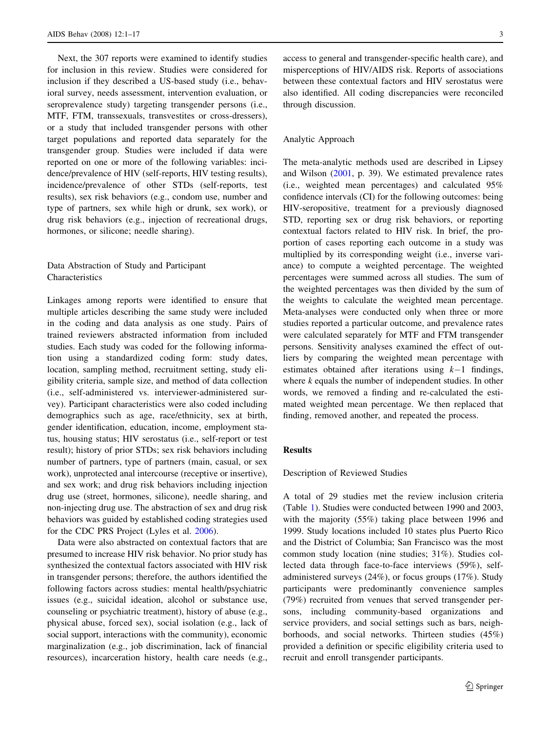Next, the 307 reports were examined to identify studies for inclusion in this review. Studies were considered for inclusion if they described a US-based study (i.e., behavioral survey, needs assessment, intervention evaluation, or seroprevalence study) targeting transgender persons (i.e., MTF, FTM, transsexuals, transvestites or cross-dressers), or a study that included transgender persons with other target populations and reported data separately for the transgender group. Studies were included if data were reported on one or more of the following variables: incidence/prevalence of HIV (self-reports, HIV testing results), incidence/prevalence of other STDs (self-reports, test results), sex risk behaviors (e.g., condom use, number and type of partners, sex while high or drunk, sex work), or drug risk behaviors (e.g., injection of recreational drugs, hormones, or silicone; needle sharing).

### Data Abstraction of Study and Participant Characteristics

Linkages among reports were identified to ensure that multiple articles describing the same study were included in the coding and data analysis as one study. Pairs of trained reviewers abstracted information from included studies. Each study was coded for the following information using a standardized coding form: study dates, location, sampling method, recruitment setting, study eligibility criteria, sample size, and method of data collection (i.e., self-administered vs. interviewer-administered survey). Participant characteristics were also coded including demographics such as age, race/ethnicity, sex at birth, gender identification, education, income, employment status, housing status; HIV serostatus (i.e., self-report or test result); history of prior STDs; sex risk behaviors including number of partners, type of partners (main, casual, or sex work), unprotected anal intercourse (receptive or insertive), and sex work; and drug risk behaviors including injection drug use (street, hormones, silicone), needle sharing, and non-injecting drug use. The abstraction of sex and drug risk behaviors was guided by established coding strategies used for the CDC PRS Project (Lyles et al. 2006).

Data were also abstracted on contextual factors that are presumed to increase HIV risk behavior. No prior study has synthesized the contextual factors associated with HIV risk in transgender persons; therefore, the authors identified the following factors across studies: mental health/psychiatric issues (e.g., suicidal ideation, alcohol or substance use, counseling or psychiatric treatment), history of abuse (e.g., physical abuse, forced sex), social isolation (e.g., lack of social support, interactions with the community), economic marginalization (e.g., job discrimination, lack of financial resources), incarceration history, health care needs (e.g., access to general and transgender-specific health care), and misperceptions of HIV/AIDS risk. Reports of associations between these contextual factors and HIV serostatus were also identified. All coding discrepancies were reconciled through discussion.

### Analytic Approach

The meta-analytic methods used are described in Lipsey and Wilson (2001, p. 39). We estimated prevalence rates (i.e., weighted mean percentages) and calculated 95% confidence intervals (CI) for the following outcomes: being HIV-seropositive, treatment for a previously diagnosed STD, reporting sex or drug risk behaviors, or reporting contextual factors related to HIV risk. In brief, the proportion of cases reporting each outcome in a study was multiplied by its corresponding weight (i.e., inverse variance) to compute a weighted percentage. The weighted percentages were summed across all studies. The sum of the weighted percentages was then divided by the sum of the weights to calculate the weighted mean percentage. Meta-analyses were conducted only when three or more studies reported a particular outcome, and prevalence rates were calculated separately for MTF and FTM transgender persons. Sensitivity analyses examined the effect of outliers by comparing the weighted mean percentage with estimates obtained after iterations using $k-1$ findings, where $k$ equals the number of independent studies. In other words, we removed a finding and re-calculated the estimated weighted mean percentage. We then replaced that finding, removed another, and repeated the process.

## Results

### Description of Reviewed Studies

A total of 29 studies met the review inclusion criteria (Table 1). Studies were conducted between 1990 and 2003, with the majority (55%) taking place between 1996 and 1999. Study locations included 10 states plus Puerto Rico and the District of Columbia; San Francisco was the most common study location (nine studies; 31%). Studies collected data through face-to-face interviews (59%), self-administered surveys (24%), or focus groups (17%). Study participants were predominantly convenience samples (79%) recruited from venues that served transgender persons, including community-based organizations and service providers, and social settings such as bars, neighborhoods, and social networks. Thirteen studies (45%) provided a definition or specific eligibility criteria used to recruit and enroll transgender participants.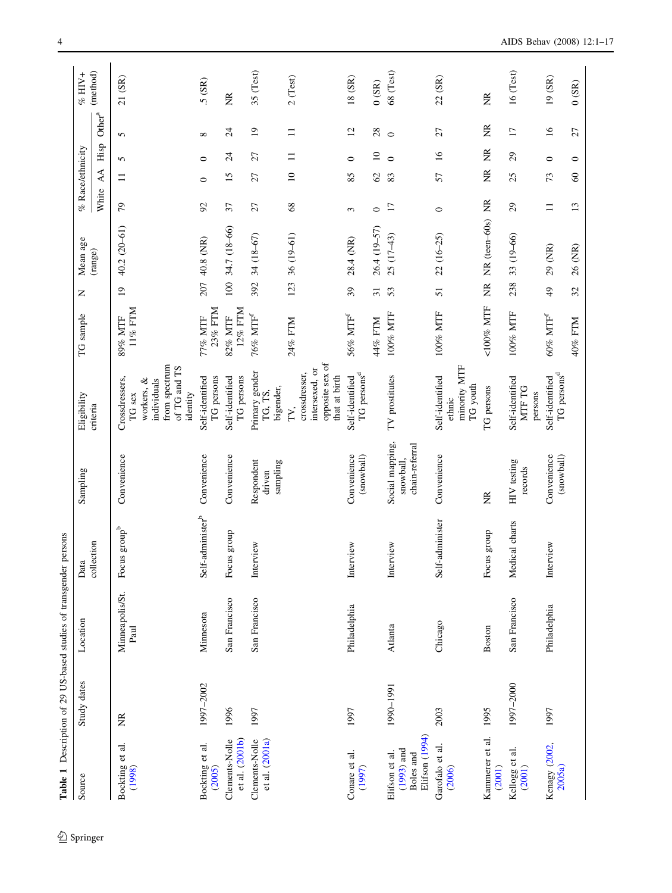**Table 1** Description of 29 US-based studies of transgender persons

| Source | Study dates | Location | Data collection | Sampling | Eligibility criteria | TG sample | N | Mean age (range) | % Race/ethnicity | | | | % HIV+ (method) |
|---|---|---|---|---|---|---|---|---|---|---|---|---|---|
| | | | | | | | | | White | AA | Hisp | Other[a] | |
| Bockting et al. (1998) | NR | Minneapolis/St. Paul | Focus group[b] | Convenience | Crossdressers, TG sex workers, & individuals from spectrum of TG and TS identity | 89% MTF 11% FTM | 19 | 40.2 (20–61) | 79 | 11 | 5 | 5 | 21 (SR) |
| Bockting et al. (2005) | 1997–2002 | Minnesota | Self-administer[b] | Convenience | Self-identified TG persons | 77% MTF 23% FTM | 207 | 40.8 (NR) | 92 | 0 | 0 | 8 | .5 (SR) |
| Clements-Nolle et al. (2001b) | 1996 | San Francisco | Focus group | Convenience | Self-identified TG persons | 82% MTF 12% FTM | 100 | 34.7 (18–66) | 37 | 15 | 24 | 24 | NR |
| Clements-Nolle et al. (2001a) | 1997 | San Francisco | Interview | Respondent driven sampling | Primary gender TG, TS, bigender, | 76% MTF[f] | 392 | 34 (18–67) | 27 | 27 | 27 | 19 | 35 (Test) |
| | | | | | TV, crossdresser, intersexed, or opposite sex of that at birth | 24% FTM | 123 | 36 (19–61) | 68 | 10 | 11 | 11 | 2 (Test) |
| Conare et al. (1997) | 1997 | Philadelphia | Interview | Convenience (snowball) | Self-identified TG persons[d] | 56% MTF[f] | 39 | 28.4 (NR) | 3 | 85 | 0 | 12 | 18 (SR) |
| | | | | | | 44% FTM | 31 | 26.4 (19–57) | 0 | 62 | 10 | 28 | 0 (SR) |
| Elifson et al. (1993) and Boles and Elifson (1994) | 1990–1991 | Atlanta | Interview | Social mapping, snowball, chain-referral | TV prostitutes | 100% MTF | 53 | 25 (17–43) | 17 | 83 | 0 | 0 | 68 (Test) |
| Garofalo et al. (2006) | 2003 | Chicago | Self-administer | Convenience | Self-identified ethnic minority MTF TG youth | 100% MTF | 51 | 22 (16–25) | 0 | 57 | 16 | 27 | 22 (SR) |
| Kammerer et al. (2001) | 1995 | Boston | Focus group | NR | TG persons | <100% MTF | NR | NR (teen–60s) | NR | NR | NR | NR | NR |
| Kellogg et al. (2001) | 1997–2000 | San Francisco | Medical charts | HIV testing records | Self-identified MTF TG persons | 100% MTF | 238 | 33 (19–66) | 29 | 25 | 29 | 17 | 16 (Test) |
| Kenagy (2002, 2005a) | 1997 | Philadelphia | Interview | Convenience (snowball) | Self-identified TG persons[d] | 60% MTF[f] | 49 | 29 (NR) | 11 | 73 | 0 | 16 | 19 (SR) |
| | | | | | | 40% FTM | 32 | 26 (NR) | 13 | 60 | 0 | 27 | 0 (SR) |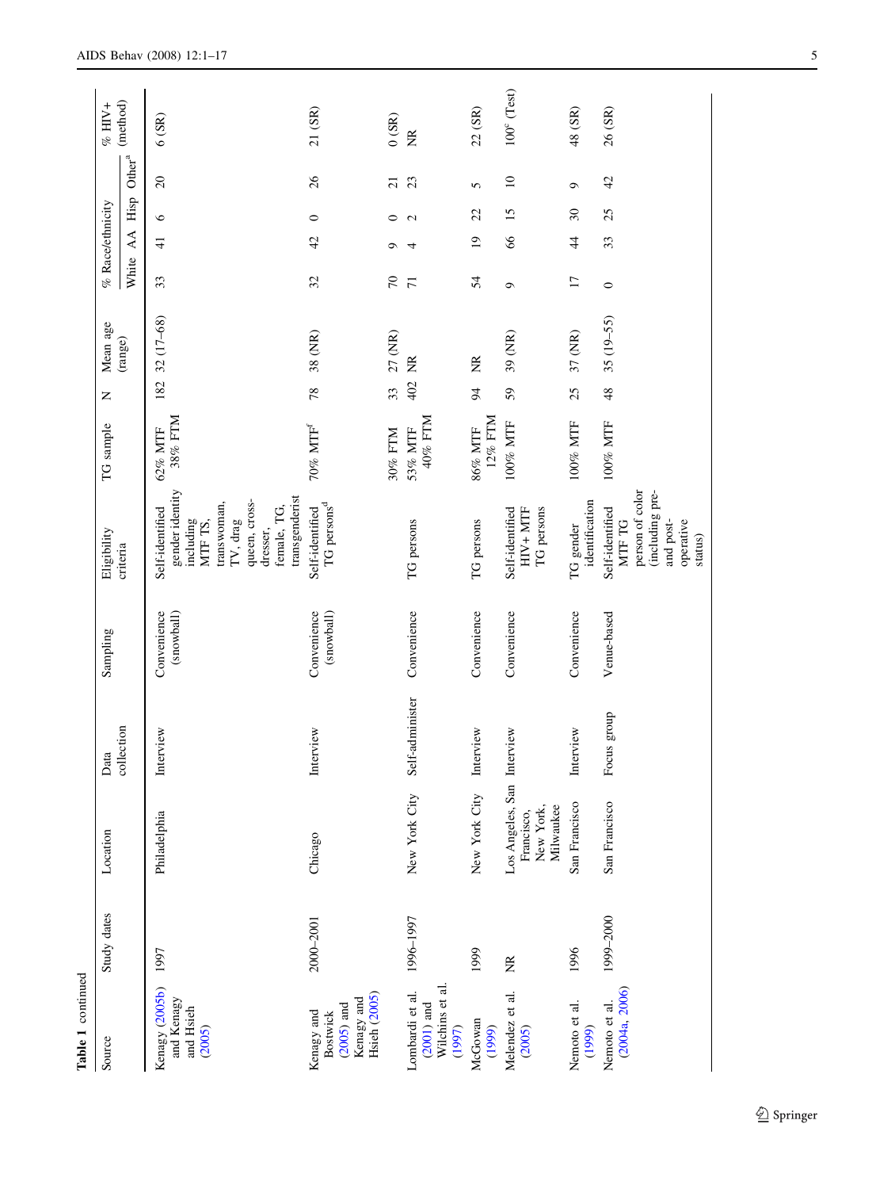**Table 1** continued

| Source | Study dates | Location | Data collection | Sampling | Eligibility criteria | TG sample | N | Mean age (range) | % Race/ethnicity | | | | % HIV+ (method) |
|---|---|---|---|---|---|---|---|---|---|---|---|---|---|
| | | | | | | | | | White | AA | Hisp | Other[a] | |
| Kenagy (2005b) and Kenagy and Hsieh (2005) | 1997 | Philadelphia | Interview | Convenience (snowball) | Self-identified gender identity including MTF TS, transwoman, TV, drag queen, cross-dresser, female, TG, transgenderist | 62% MTF 38% FTM | 182 | 32 (17–68) | 33 | 41 | 6 | 20 | 6 (SR) |
| Kenagy and Bostwick (2005) and Kenagy and Hsieh (2005) | 2000–2001 | Chicago | Interview | Convenience (snowball) | Self-identified TG persons[d] | 70% MTF[f] 30% FTM | 78 | 38 (NR) | 32 | 42 | 0 | 26 | 21 (SR) |
| | | | | | | | 33 | 27 (NR) | 70 | 9 | 0 | 21 | 0 (SR) |
| Lombardi et al. (2001) and Wilchins et al. (1997) | 1996–1997 | New York City | Self-administer | Convenience | TG persons | 53% MTF 40% FTM | 402 | NR | 71 | 4 | 2 | 23 | NR |
| McGowan (1999) | 1999 | New York City | Interview | Convenience | TG persons | 86% MTF 12% FTM | 94 | NR | 54 | 19 | 22 | 5 | 22 (SR) |
| Melendez et al. (2005) | NR | Los Angeles, San Francisco, New York, Milwaukee | Interview | Convenience | Self-identified HIV+ MTF TG persons | 100% MTF | 59 | 39 (NR) | 9 | 66 | 15 | 10 | 100[e] (Test) |
| Nemoto et al. (1999) | 1996 | San Francisco | Interview | Convenience | TG gender identification | 100% MTF | 25 | 37 (NR) | 17 | 44 | 30 | 9 | 48 (SR) |
| Nemoto et al. (2004a, 2006) | 1999–2000 | San Francisco | Focus group | Venue-based | Self-identified MTF TG person of color (including pre- and post-operative status) | 100% MTF | 48 | 35 (19–55) | 0 | 33 | 25 | 42 | 26 (SR) |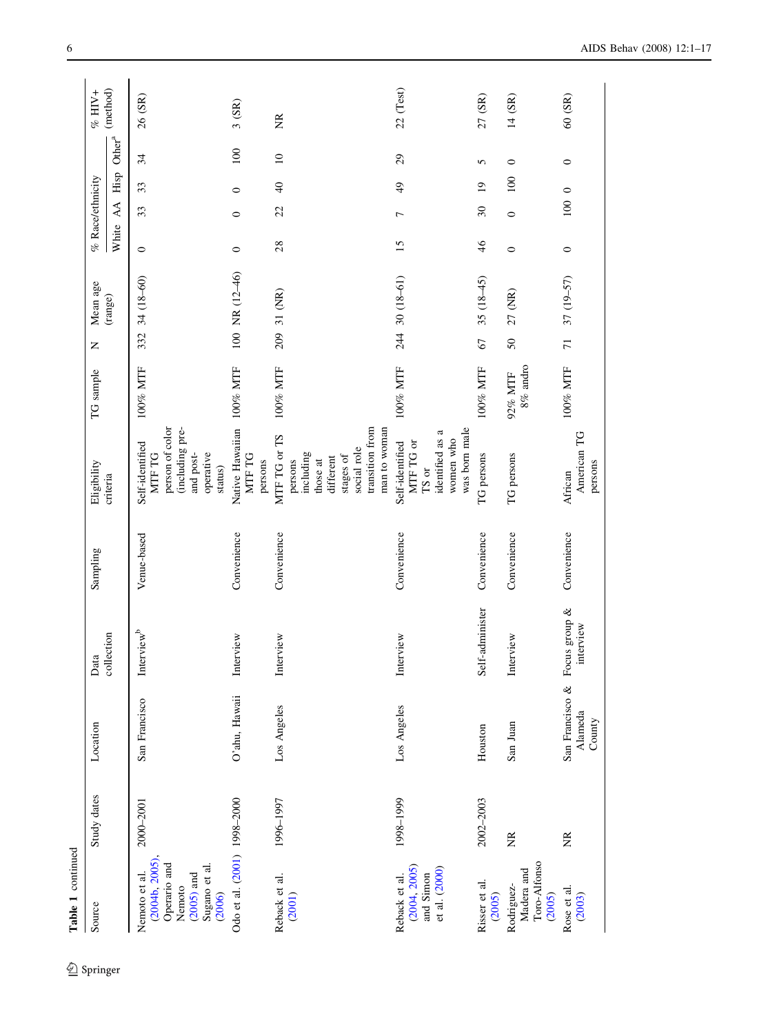**Table 1** continued

| Source | Study dates | Location | Data collection | Sampling | Eligibility criteria | TG sample | N | Mean age (range) | % Race/ethnicity | | | | % HIV+ (method) |
|---|---|---|---|---|---|---|---|---|---|---|---|---|---|
| | | | | | | | | | White | AA | Hisp | Other[a] | |
| Nemoto et al. (2004b, 2005), Operario and Nemoto (2005) and Sugano et al. (2006) | 2000–2001 | San Francisco | Interview[b] | Venue-based | Self-identified MTF TG person of color (including pre- and post-operative status) | 100% MTF | 332 | 34 (18–60) | 0 | 33 | 33 | 34 | 26 (SR) |
| Odo et al. (2001) | 1998–2000 | O'ahu, Hawaii | Interview | Convenience | Native Hawaiian MTF TG persons | 100% MTF | 100 | NR (12–46) | 0 | 0 | 0 | 100 | 3 (SR) |
| Reback et al. (2001) | 1996–1997 | Los Angeles | Interview | Convenience | MTF TG or TS persons including those at different stages of social role transition from man to woman | 100% MTF | 209 | 31 (NR) | 28 | 22 | 40 | 10 | NR |
| Reback et al. (2004, 2005) and Simon et al. (2000) | 1998–1999 | Los Angeles | Interview | Convenience | Self-identified MTF TG or TS or identified as a women who was born male | 100% MTF | 244 | 30 (18–61) | 15 | 7 | 49 | 29 | 22 (Test) |
| Risser et al. (2005) | 2002–2003 | Houston | Self-administer | Convenience | TG persons | 100% MTF | 67 | 35 (18–45) | 46 | 30 | 19 | 5 | 27 (SR) |
| Rodriguez-Madera and Toro-Alfonso (2005) | NR | San Juan | Interview | Convenience | TG persons | 92% MTF 8% andro | 50 | 27 (NR) | 0 | 0 | 100 | 0 | 14 (SR) |
| Rose et al. (2003) | NR | San Francisco & Alameda County | Focus group & interview | Convenience | African American TG persons | 100% MTF | 71 | 37 (19–57) | 0 | 100 | 0 | 0 | 60 (SR) |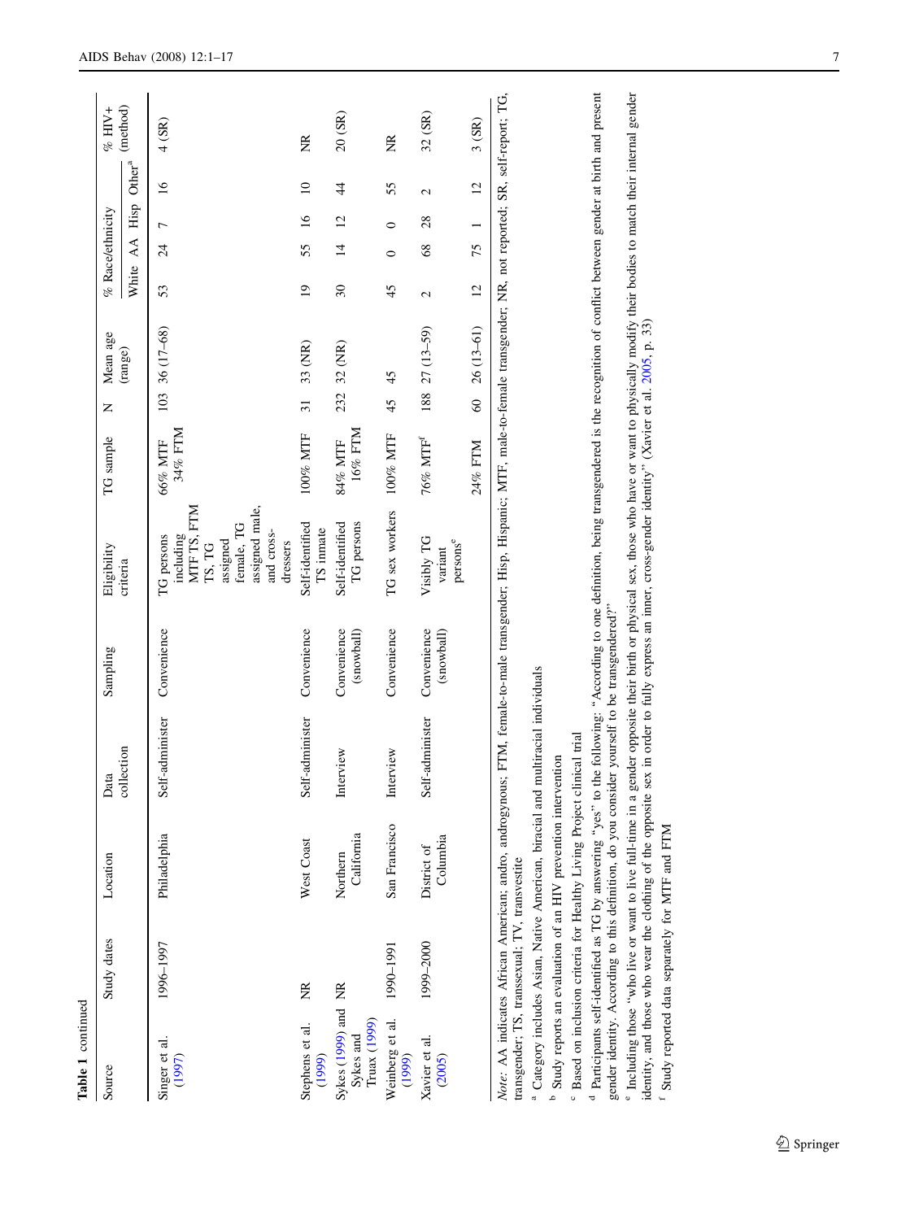**Table 1** continued

| Source | Study dates | Location | Data collection | Sampling | Eligibility criteria | TG sample | N | Mean age (range) | % Race/ethnicity | | | | % HIV+ (method) |
|---|---|---|---|---|---|---|---|---|---|---|---|---|---|
| | | | | | | | | | White | AA | Hisp | Other[a] | |
| Singer et al. (1997) | 1996–1997 | Philadelphia | Self-administer | Convenience | TG persons including MTF TS, FTM TS, TG assigned female, TG assigned male, and cross-dressers | 66% MTF 34% FTM | 103 | 36 (17–68) | 53 | 24 | 7 | 16 | 4 (SR) |
| Stephens et al. (1999) | NR | West Coast | Self-administer | Convenience | Self-identified TS inmate | 100% MTF | 31 | 33 (NR) | 19 | 55 | 16 | 10 | NR |
| Sykes (1999) and Sykes and Truax (1999) | NR | Northern California | Interview | Convenience (snowball) | Self-identified TG persons | 84% MTF 16% FTM | 232 | 32 (NR) | 30 | 14 | 12 | 44 | 20 (SR) |
| Weinberg et al. (1999) | 1990–1991 | San Francisco | Interview | Convenience | TG sex workers | 100% MTF | 45 | 45 | 45 | 0 | 0 | 55 | NR |
| Xavier et al. (2005) | 1999–2000 | District of Columbia | Self-administer | Convenience (snowball) | Visibly TG variant persons[e] | 76% MTF[f] | 188 | 27 (13–59) | 2 | 68 | 28 | 2 | 32 (SR) |
| | | | | | | 24% FTM | 60 | 26 (13–61) | 12 | 75 | 1 | 12 | 3 (SR) |

*Note*: AA indicates African American; andro, androgynous; FTM, female-to-male transgender; Hisp, Hispanic; MTF, male-to-female transgender; NR, not reported; SR, self-report; TG, transgender; TS, transsexual; TV, transvestite

[a] Category includes Asian, Native American, biracial and multiracial individuals

[b] Study reports an evaluation of an HIV prevention intervention

[c] Based on inclusion criteria for Healthy Living Project clinical trial

[d] Participants self-identified as TG by answering "yes" to the following: "According to one definition, being transgendered is the recognition of conflict between gender at birth and present gender identity. According to this definition, do you consider yourself to be transgendered?"

[e] Including those "who live or want to live full-time in a gender opposite their birth or physical sex, those who have or want to physically modify their bodies to match their internal gender identity, and those who wear the clothing of the opposite sex in order to fully express an inner, cross-gender identity" (Xavier et al. 2005, p. 33)

[f] Study reported data separately for MTF and FTM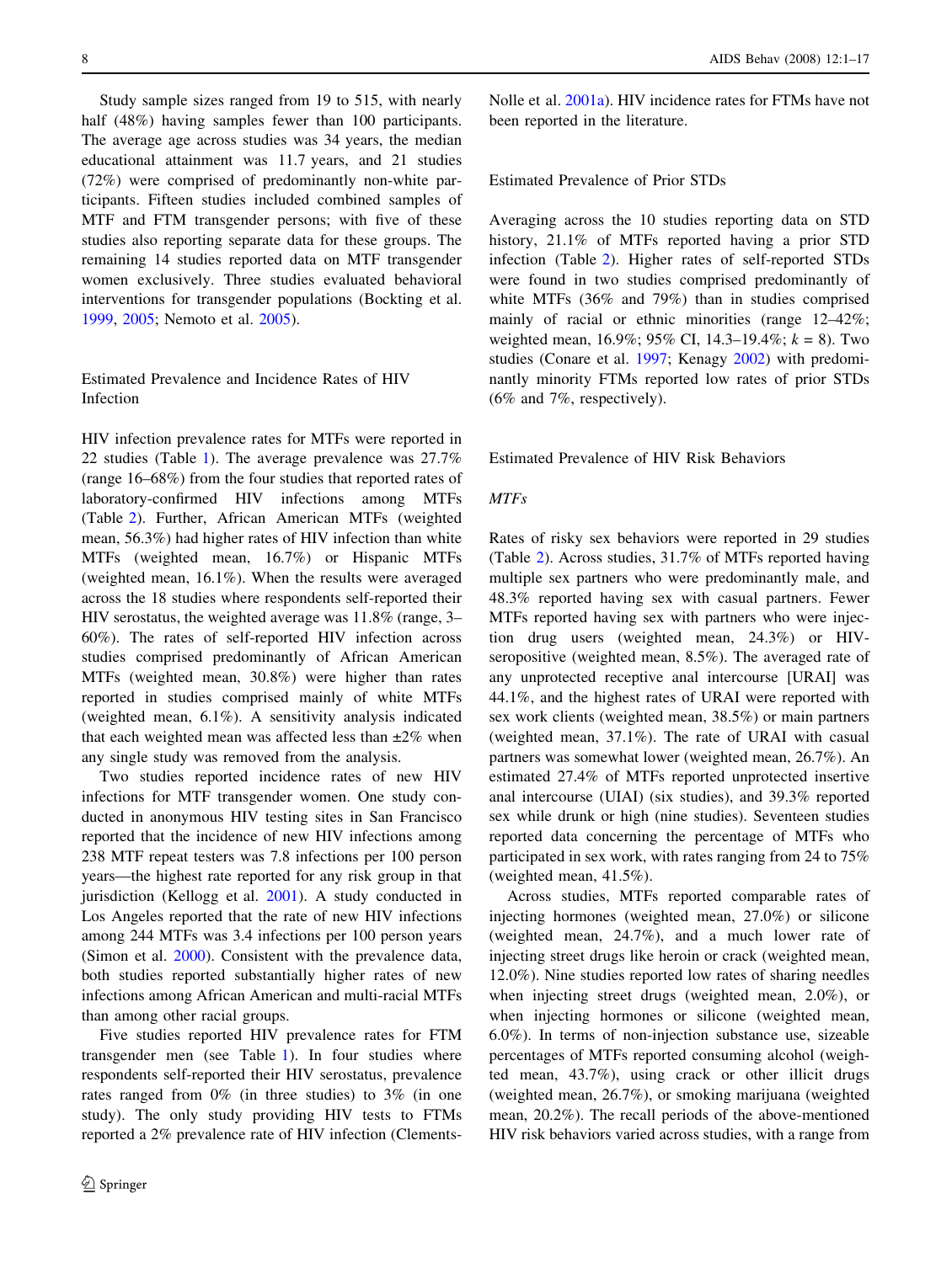Study sample sizes ranged from 19 to 515, with nearly half (48%) having samples fewer than 100 participants. The average age across studies was 34 years, the median educational attainment was 11.7 years, and 21 studies (72%) were comprised of predominantly non-white participants. Fifteen studies included combined samples of MTF and FTM transgender persons; with five of these studies also reporting separate data for these groups. The remaining 14 studies reported data on MTF transgender women exclusively. Three studies evaluated behavioral interventions for transgender populations (Bockting et al. 1999, 2005; Nemoto et al. 2005).

## Estimated Prevalence and Incidence Rates of HIV Infection

HIV infection prevalence rates for MTFs were reported in 22 studies (Table 1). The average prevalence was 27.7% (range 16–68%) from the four studies that reported rates of laboratory-confirmed HIV infections among MTFs (Table 2). Further, African American MTFs (weighted mean, 56.3%) had higher rates of HIV infection than white MTFs (weighted mean, 16.7%) or Hispanic MTFs (weighted mean, 16.1%). When the results were averaged across the 18 studies where respondents self-reported their HIV serostatus, the weighted average was 11.8% (range, 3–60%). The rates of self-reported HIV infection across studies comprised predominantly of African American MTFs (weighted mean, 30.8%) were higher than rates reported in studies comprised mainly of white MTFs (weighted mean, 6.1%). A sensitivity analysis indicated that each weighted mean was affected less than ±2% when any single study was removed from the analysis.

Two studies reported incidence rates of new HIV infections for MTF transgender women. One study conducted in anonymous HIV testing sites in San Francisco reported that the incidence of new HIV infections among 238 MTF repeat testers was 7.8 infections per 100 person years—the highest rate reported for any risk group in that jurisdiction (Kellogg et al. 2001). A study conducted in Los Angeles reported that the rate of new HIV infections among 244 MTFs was 3.4 infections per 100 person years (Simon et al. 2000). Consistent with the prevalence data, both studies reported substantially higher rates of new infections among African American and multi-racial MTFs than among other racial groups.

Five studies reported HIV prevalence rates for FTM transgender men (see Table 1). In four studies where respondents self-reported their HIV serostatus, prevalence rates ranged from 0% (in three studies) to 3% (in one study). The only study providing HIV tests to FTMs reported a 2% prevalence rate of HIV infection (Clements-Nolle et al. 2001a). HIV incidence rates for FTMs have not been reported in the literature.

## Estimated Prevalence of Prior STDs

Averaging across the 10 studies reporting data on STD history, 21.1% of MTFs reported having a prior STD infection (Table 2). Higher rates of self-reported STDs were found in two studies comprised predominantly of white MTFs (36% and 79%) than in studies comprised mainly of racial or ethnic minorities (range 12–42%; weighted mean, 16.9%; 95% CI, 14.3–19.4%; $k = 8$). Two studies (Conare et al. 1997; Kenagy 2002) with predominantly minority FTMs reported low rates of prior STDs (6% and 7%, respectively).

## Estimated Prevalence of HIV Risk Behaviors

### *MTFs*

Rates of risky sex behaviors were reported in 29 studies (Table 2). Across studies, 31.7% of MTFs reported having multiple sex partners who were predominantly male, and 48.3% reported having sex with casual partners. Fewer MTFs reported having sex with partners who were injection drug users (weighted mean, 24.3%) or HIV-seropositive (weighted mean, 8.5%). The averaged rate of any unprotected receptive anal intercourse [URAI] was 44.1%, and the highest rates of URAI were reported with sex work clients (weighted mean, 38.5%) or main partners (weighted mean, 37.1%). The rate of URAI with casual partners was somewhat lower (weighted mean, 26.7%). An estimated 27.4% of MTFs reported unprotected insertive anal intercourse (UIAI) (six studies), and 39.3% reported sex while drunk or high (nine studies). Seventeen studies reported data concerning the percentage of MTFs who participated in sex work, with rates ranging from 24 to 75% (weighted mean, 41.5%).

Across studies, MTFs reported comparable rates of injecting hormones (weighted mean, 27.0%) or silicone (weighted mean, 24.7%), and a much lower rate of injecting street drugs like heroin or crack (weighted mean, 12.0%). Nine studies reported low rates of sharing needles when injecting street drugs (weighted mean, 2.0%), or when injecting hormones or silicone (weighted mean, 6.0%). In terms of non-injection substance use, sizeable percentages of MTFs reported consuming alcohol (weighted mean, 43.7%), using crack or other illicit drugs (weighted mean, 26.7%), or smoking marijuana (weighted mean, 20.2%). The recall periods of the above-mentioned HIV risk behaviors varied across studies, with a range from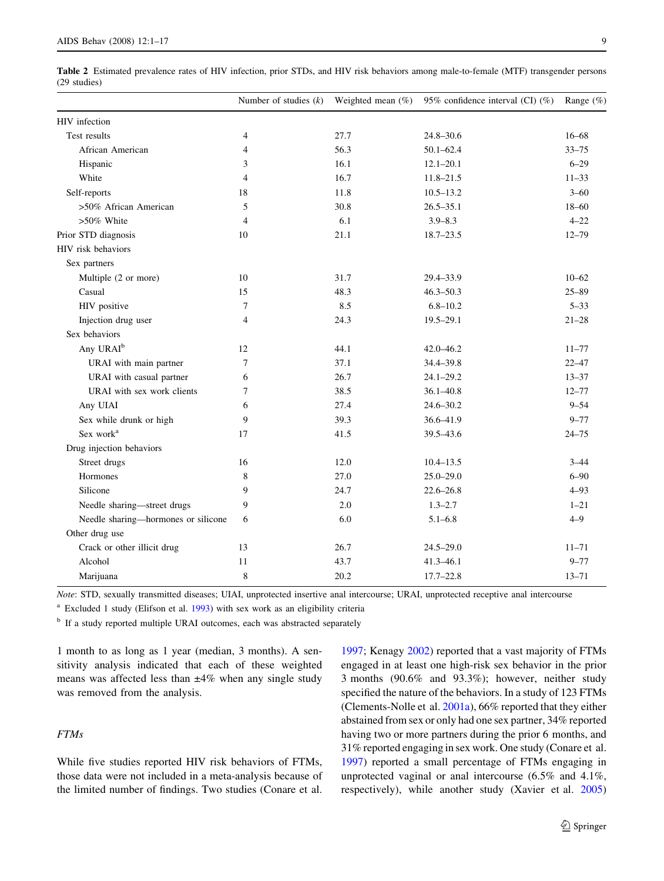**Table 2** Estimated prevalence rates of HIV infection, prior STDs, and HIV risk behaviors among male-to-female (MTF) transgender persons (29 studies)

| | Number of studies (*k*) | Weighted mean (%) | 95% confidence interval (CI) (%) | Range (%) |
|---|---|---|---|---|
| HIV infection | | | | |
| Test results | 4 | 27.7 | 24.8–30.6 | 16–68 |
| African American | 4 | 56.3 | 50.1–62.4 | 33–75 |
| Hispanic | 3 | 16.1 | 12.1–20.1 | 6–29 |
| White | 4 | 16.7 | 11.8–21.5 | 11–33 |
| Self-reports | 18 | 11.8 | 10.5–13.2 | 3–60 |
| >50% African American | 5 | 30.8 | 26.5–35.1 | 18–60 |
| >50% White | 4 | 6.1 | 3.9–8.3 | 4–22 |
| Prior STD diagnosis | 10 | 21.1 | 18.7–23.5 | 12–79 |
| HIV risk behaviors | | | | |
| Sex partners | | | | |
| Multiple (2 or more) | 10 | 31.7 | 29.4–33.9 | 10–62 |
| Casual | 15 | 48.3 | 46.3–50.3 | 25–89 |
| HIV positive | 7 | 8.5 | 6.8–10.2 | 5–33 |
| Injection drug user | 4 | 24.3 | 19.5–29.1 | 21–28 |
| Sex behaviors | | | | |
| Any URAI[b] | 12 | 44.1 | 42.0–46.2 | 11–77 |
| URAI with main partner | 7 | 37.1 | 34.4–39.8 | 22–47 |
| URAI with casual partner | 6 | 26.7 | 24.1–29.2 | 13–37 |
| URAI with sex work clients | 7 | 38.5 | 36.1–40.8 | 12–77 |
| Any UIAI | 6 | 27.4 | 24.6–30.2 | 9–54 |
| Sex while drunk or high | 9 | 39.3 | 36.6–41.9 | 9–77 |
| Sex work[a] | 17 | 41.5 | 39.5–43.6 | 24–75 |
| Drug injection behaviors | | | | |
| Street drugs | 16 | 12.0 | 10.4–13.5 | 3–44 |
| Hormones | 8 | 27.0 | 25.0–29.0 | 6–90 |
| Silicone | 9 | 24.7 | 22.6–26.8 | 4–93 |
| Needle sharing—street drugs | 9 | 2.0 | 1.3–2.7 | 1–21 |
| Needle sharing—hormones or silicone | 6 | 6.0 | 5.1–6.8 | 4–9 |
| Other drug use | | | | |
| Crack or other illicit drug | 13 | 26.7 | 24.5–29.0 | 11–71 |
| Alcohol | 11 | 43.7 | 41.3–46.1 | 9–77 |
| Marijuana | 8 | 20.2 | 17.7–22.8 | 13–71 |

*Note*: STD, sexually transmitted diseases; UIAI, unprotected insertive anal intercourse; URAI, unprotected receptive anal intercourse

[a] Excluded 1 study (Elifson et al. 1993) with sex work as an eligibility criteria

[b] If a study reported multiple URAI outcomes, each was abstracted separately

1 month to as long as 1 year (median, 3 months). A sensitivity analysis indicated that each of these weighted means was affected less than ±4% when any single study was removed from the analysis.

### *FTMs*

While five studies reported HIV risk behaviors of FTMs, those data were not included in a meta-analysis because of the limited number of findings. Two studies (Conare et al. 1997; Kenagy 2002) reported that a vast majority of FTMs engaged in at least one high-risk sex behavior in the prior 3 months (90.6% and 93.3%); however, neither study specified the nature of the behaviors. In a study of 123 FTMs (Clements-Nolle et al. 2001a), 66% reported that they either abstained from sex or only had one sex partner, 34% reported having two or more partners during the prior 6 months, and 31% reported engaging in sex work. One study (Conare et al. 1997) reported a small percentage of FTMs engaging in unprotected vaginal or anal intercourse (6.5% and 4.1%, respectively), while another study (Xavier et al. 2005)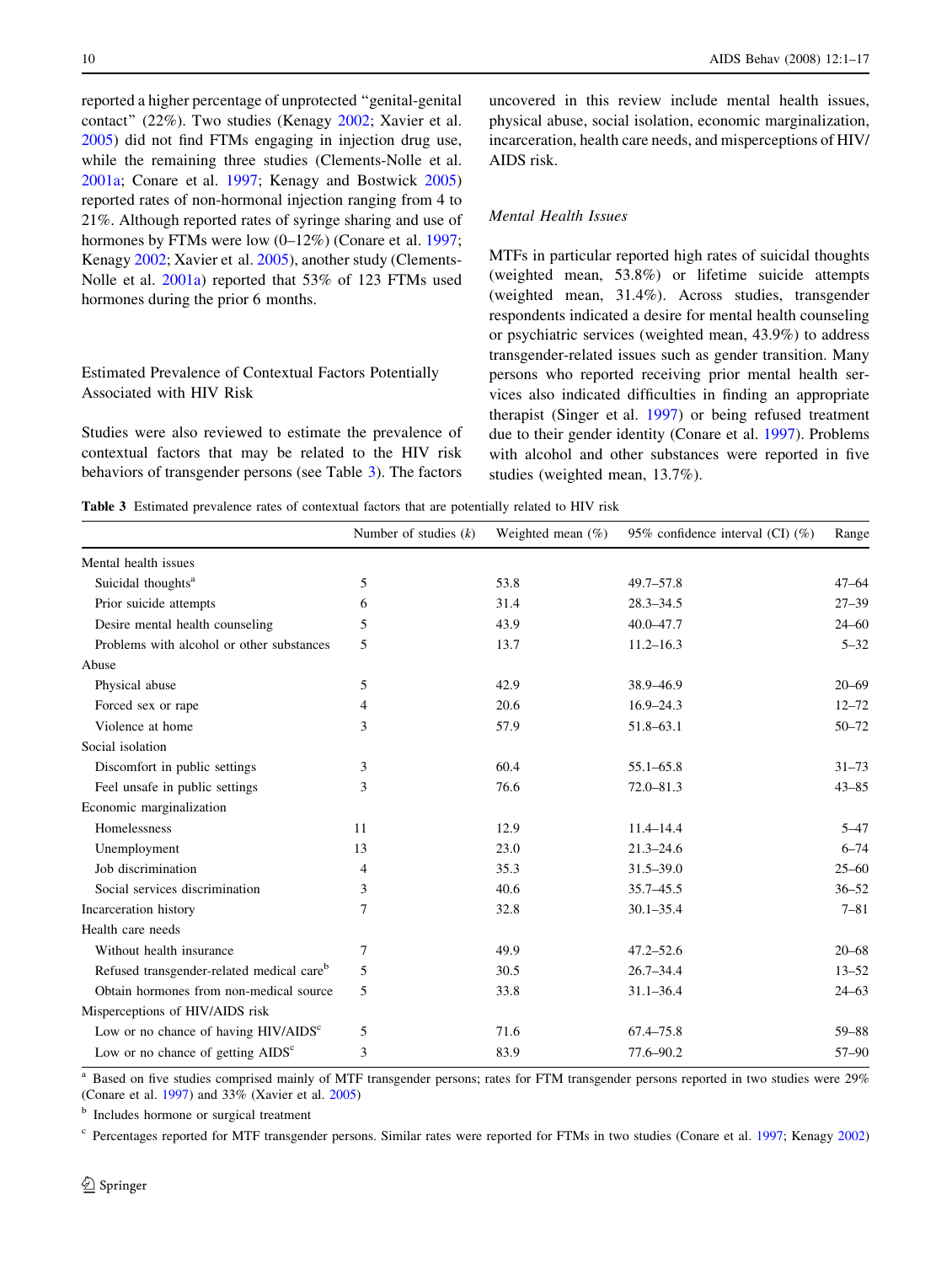reported a higher percentage of unprotected "genital-genital contact" (22%). Two studies (Kenagy 2002; Xavier et al. 2005) did not find FTMs engaging in injection drug use, while the remaining three studies (Clements-Nolle et al. 2001a; Conare et al. 1997; Kenagy and Bostwick 2005) reported rates of non-hormonal injection ranging from 4 to 21%. Although reported rates of syringe sharing and use of hormones by FTMs were low (0–12%) (Conare et al. 1997; Kenagy 2002; Xavier et al. 2005), another study (Clements-Nolle et al. 2001a) reported that 53% of 123 FTMs used hormones during the prior 6 months.

## Estimated Prevalence of Contextual Factors Potentially Associated with HIV Risk

Studies were also reviewed to estimate the prevalence of contextual factors that may be related to the HIV risk behaviors of transgender persons (see Table 3). The factors uncovered in this review include mental health issues, physical abuse, social isolation, economic marginalization, incarceration, health care needs, and misperceptions of HIV/AIDS risk.

### *Mental Health Issues*

MTFs in particular reported high rates of suicidal thoughts (weighted mean, 53.8%) or lifetime suicide attempts (weighted mean, 31.4%). Across studies, transgender respondents indicated a desire for mental health counseling or psychiatric services (weighted mean, 43.9%) to address transgender-related issues such as gender transition. Many persons who reported receiving prior mental health services also indicated difficulties in finding an appropriate therapist (Singer et al. 1997) or being refused treatment due to their gender identity (Conare et al. 1997). Problems with alcohol and other substances were reported in five studies (weighted mean, 13.7%).

**Table 3** Estimated prevalence rates of contextual factors that are potentially related to HIV risk

| | Number of studies (*k*) | Weighted mean (%) | 95% confidence interval (CI) (%) | Range |
|---|---|---|---|---|
| Mental health issues | | | | |
| Suicidal thoughts[a] | 5 | 53.8 | 49.7–57.8 | 47–64 |
| Prior suicide attempts | 6 | 31.4 | 28.3–34.5 | 27–39 |
| Desire mental health counseling | 5 | 43.9 | 40.0–47.7 | 24–60 |
| Problems with alcohol or other substances | 5 | 13.7 | 11.2–16.3 | 5–32 |
| Abuse | | | | |
| Physical abuse | 5 | 42.9 | 38.9–46.9 | 20–69 |
| Forced sex or rape | 4 | 20.6 | 16.9–24.3 | 12–72 |
| Violence at home | 3 | 57.9 | 51.8–63.1 | 50–72 |
| Social isolation | | | | |
| Discomfort in public settings | 3 | 60.4 | 55.1–65.8 | 31–73 |
| Feel unsafe in public settings | 3 | 76.6 | 72.0–81.3 | 43–85 |
| Economic marginalization | | | | |
| Homelessness | 11 | 12.9 | 11.4–14.4 | 5–47 |
| Unemployment | 13 | 23.0 | 21.3–24.6 | 6–74 |
| Job discrimination | 4 | 35.3 | 31.5–39.0 | 25–60 |
| Social services discrimination | 3 | 40.6 | 35.7–45.5 | 36–52 |
| Incarceration history | 7 | 32.8 | 30.1–35.4 | 7–81 |
| Health care needs | | | | |
| Without health insurance | 7 | 49.9 | 47.2–52.6 | 20–68 |
| Refused transgender-related medical care[b] | 5 | 30.5 | 26.7–34.4 | 13–52 |
| Obtain hormones from non-medical source | 5 | 33.8 | 31.1–36.4 | 24–63 |
| Misperceptions of HIV/AIDS risk | | | | |
| Low or no chance of having HIV/AIDS[c] | 5 | 71.6 | 67.4–75.8 | 59–88 |
| Low or no chance of getting AIDS[c] | 3 | 83.9 | 77.6–90.2 | 57–90 |

[a] Based on five studies comprised mainly of MTF transgender persons; rates for FTM transgender persons reported in two studies were 29% (Conare et al. 1997) and 33% (Xavier et al. 2005)

[b] Includes hormone or surgical treatment

[c] Percentages reported for MTF transgender persons. Similar rates were reported for FTMs in two studies (Conare et al. 1997; Kenagy 2002)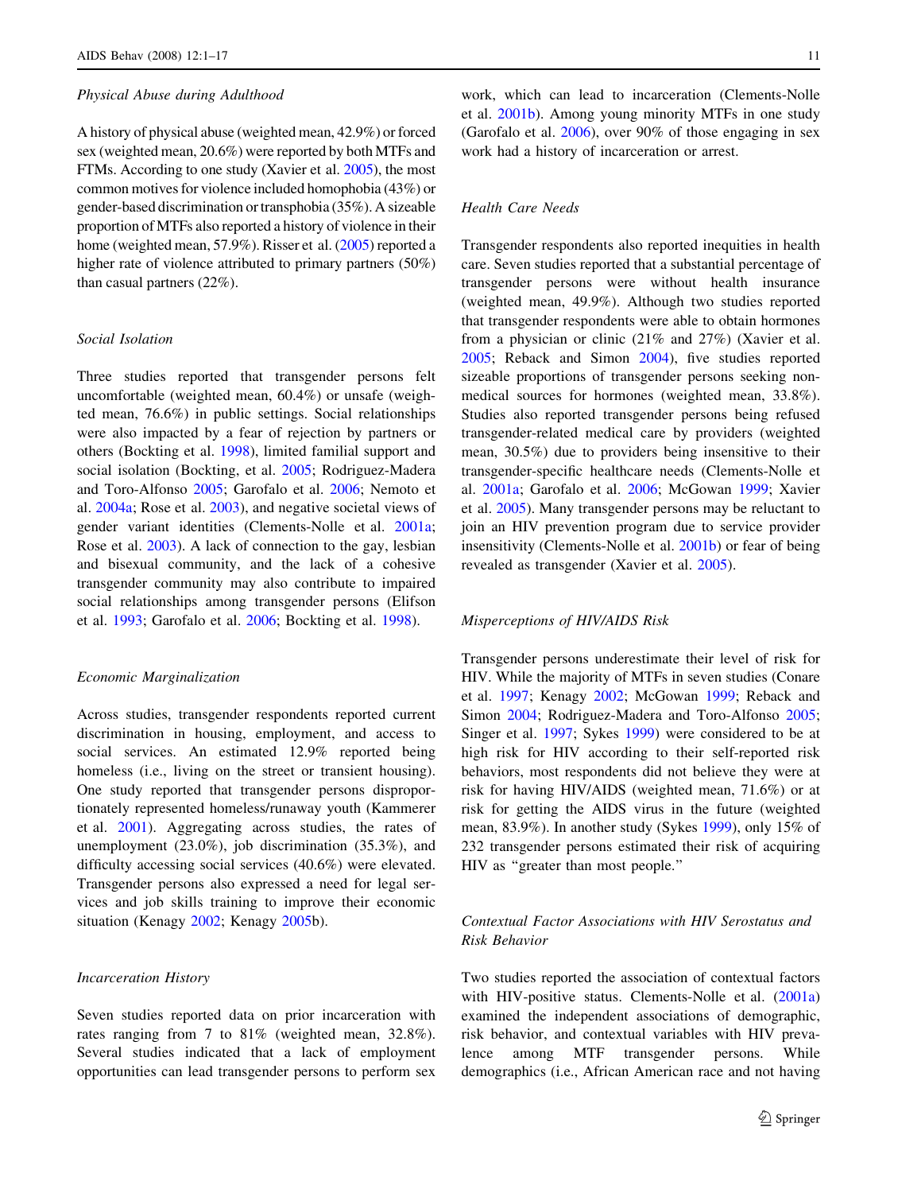### Physical Abuse during Adulthood

A history of physical abuse (weighted mean, 42.9%) or forced sex (weighted mean, 20.6%) were reported by both MTFs and FTMs. According to one study (Xavier et al. 2005), the most common motives for violence included homophobia (43%) or gender-based discrimination or transphobia (35%). A sizeable proportion of MTFs also reported a history of violence in their home (weighted mean, 57.9%). Risser et al. (2005) reported a higher rate of violence attributed to primary partners (50%) than casual partners (22%).

### Social Isolation

Three studies reported that transgender persons felt uncomfortable (weighted mean, 60.4%) or unsafe (weighted mean, 76.6%) in public settings. Social relationships were also impacted by a fear of rejection by partners or others (Bockting et al. 1998), limited familial support and social isolation (Bockting, et al. 2005; Rodriguez-Madera and Toro-Alfonso 2005; Garofalo et al. 2006; Nemoto et al. 2004a; Rose et al. 2003), and negative societal views of gender variant identities (Clements-Nolle et al. 2001a; Rose et al. 2003). A lack of connection to the gay, lesbian and bisexual community, and the lack of a cohesive transgender community may also contribute to impaired social relationships among transgender persons (Elifson et al. 1993; Garofalo et al. 2006; Bockting et al. 1998).

### Economic Marginalization

Across studies, transgender respondents reported current discrimination in housing, employment, and access to social services. An estimated 12.9% reported being homeless (i.e., living on the street or transient housing). One study reported that transgender persons disproportionately represented homeless/runaway youth (Kammerer et al. 2001). Aggregating across studies, the rates of unemployment (23.0%), job discrimination (35.3%), and difficulty accessing social services (40.6%) were elevated. Transgender persons also expressed a need for legal services and job skills training to improve their economic situation (Kenagy 2002; Kenagy 2005b).

### Incarceration History

Seven studies reported data on prior incarceration with rates ranging from 7 to 81% (weighted mean, 32.8%). Several studies indicated that a lack of employment opportunities can lead transgender persons to perform sex work, which can lead to incarceration (Clements-Nolle et al. 2001b). Among young minority MTFs in one study (Garofalo et al. 2006), over 90% of those engaging in sex work had a history of incarceration or arrest.

### Health Care Needs

Transgender respondents also reported inequities in health care. Seven studies reported that a substantial percentage of transgender persons were without health insurance (weighted mean, 49.9%). Although two studies reported that transgender respondents were able to obtain hormones from a physician or clinic (21% and 27%) (Xavier et al. 2005; Reback and Simon 2004), five studies reported sizeable proportions of transgender persons seeking non-medical sources for hormones (weighted mean, 33.8%). Studies also reported transgender persons being refused transgender-related medical care by providers (weighted mean, 30.5%) due to providers being insensitive to their transgender-specific healthcare needs (Clements-Nolle et al. 2001a; Garofalo et al. 2006; McGowan 1999; Xavier et al. 2005). Many transgender persons may be reluctant to join an HIV prevention program due to service provider insensitivity (Clements-Nolle et al. 2001b) or fear of being revealed as transgender (Xavier et al. 2005).

### Misperceptions of HIV/AIDS Risk

Transgender persons underestimate their level of risk for HIV. While the majority of MTFs in seven studies (Conare et al. 1997; Kenagy 2002; McGowan 1999; Reback and Simon 2004; Rodriguez-Madera and Toro-Alfonso 2005; Singer et al. 1997; Sykes 1999) were considered to be at high risk for HIV according to their self-reported risk behaviors, most respondents did not believe they were at risk for having HIV/AIDS (weighted mean, 71.6%) or at risk for getting the AIDS virus in the future (weighted mean, 83.9%). In another study (Sykes 1999), only 15% of 232 transgender persons estimated their risk of acquiring HIV as "greater than most people."

### Contextual Factor Associations with HIV Serostatus and Risk Behavior

Two studies reported the association of contextual factors with HIV-positive status. Clements-Nolle et al. (2001a) examined the independent associations of demographic, risk behavior, and contextual variables with HIV prevalence among MTF transgender persons. While demographics (i.e., African American race and not having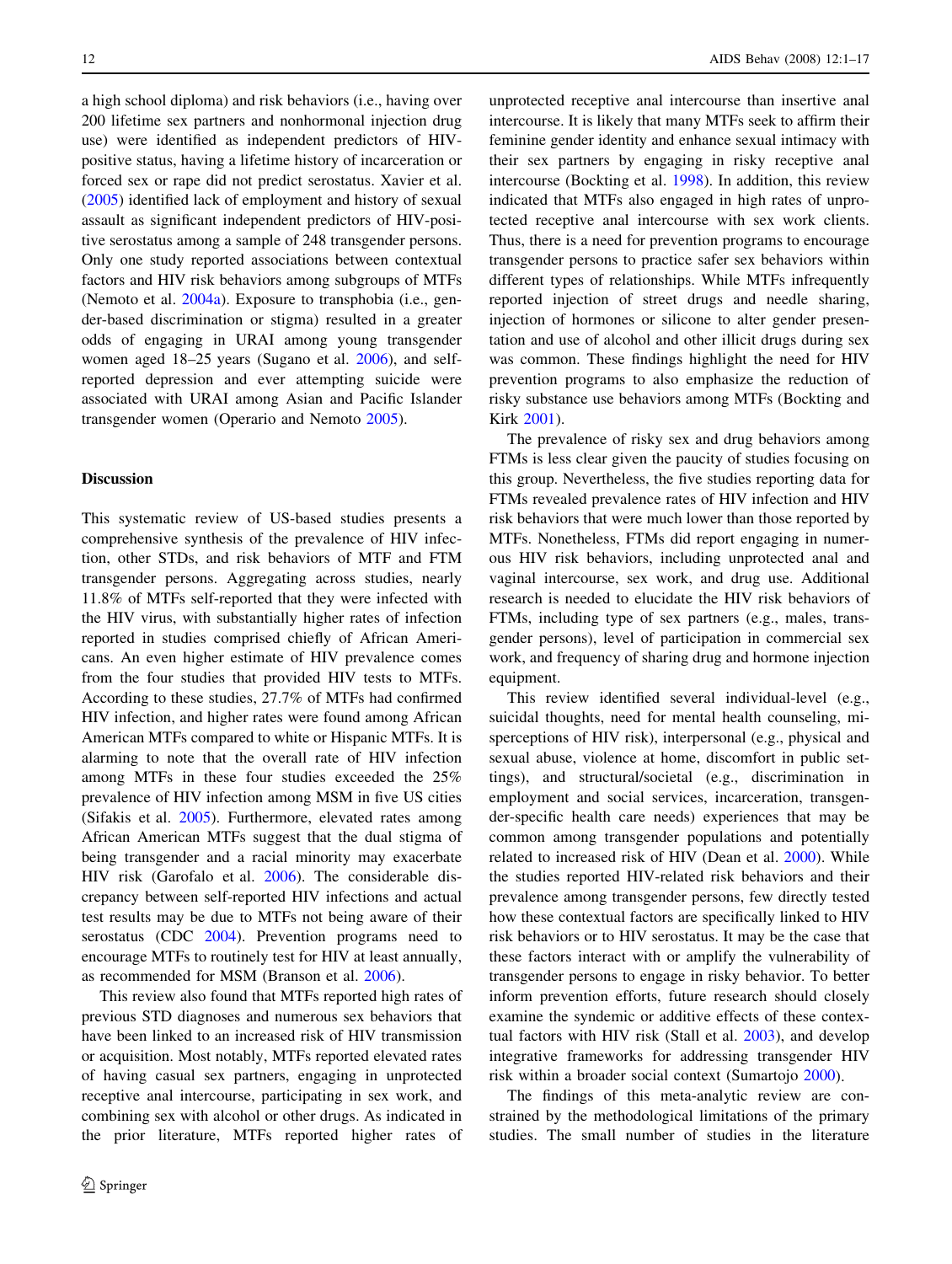a high school diploma) and risk behaviors (i.e., having over 200 lifetime sex partners and nonhormonal injection drug use) were identified as independent predictors of HIV-positive status, having a lifetime history of incarceration or forced sex or rape did not predict serostatus. Xavier et al. (2005) identified lack of employment and history of sexual assault as significant independent predictors of HIV-positive serostatus among a sample of 248 transgender persons. Only one study reported associations between contextual factors and HIV risk behaviors among subgroups of MTFs (Nemoto et al. 2004a). Exposure to transphobia (i.e., gender-based discrimination or stigma) resulted in a greater odds of engaging in URAI among young transgender women aged 18–25 years (Sugano et al. 2006), and self-reported depression and ever attempting suicide were associated with URAI among Asian and Pacific Islander transgender women (Operario and Nemoto 2005).

## Discussion

This systematic review of US-based studies presents a comprehensive synthesis of the prevalence of HIV infection, other STDs, and risk behaviors of MTF and FTM transgender persons. Aggregating across studies, nearly 11.8% of MTFs self-reported that they were infected with the HIV virus, with substantially higher rates of infection reported in studies comprised chiefly of African Americans. An even higher estimate of HIV prevalence comes from the four studies that provided HIV tests to MTFs. According to these studies, 27.7% of MTFs had confirmed HIV infection, and higher rates were found among African American MTFs compared to white or Hispanic MTFs. It is alarming to note that the overall rate of HIV infection among MTFs in these four studies exceeded the 25% prevalence of HIV infection among MSM in five US cities (Sifakis et al. 2005). Furthermore, elevated rates among African American MTFs suggest that the dual stigma of being transgender and a racial minority may exacerbate HIV risk (Garofalo et al. 2006). The considerable discrepancy between self-reported HIV infections and actual test results may be due to MTFs not being aware of their serostatus (CDC 2004). Prevention programs need to encourage MTFs to routinely test for HIV at least annually, as recommended for MSM (Branson et al. 2006).

This review also found that MTFs reported high rates of previous STD diagnoses and numerous sex behaviors that have been linked to an increased risk of HIV transmission or acquisition. Most notably, MTFs reported elevated rates of having casual sex partners, engaging in unprotected receptive anal intercourse, participating in sex work, and combining sex with alcohol or other drugs. As indicated in the prior literature, MTFs reported higher rates of unprotected receptive anal intercourse than insertive anal intercourse. It is likely that many MTFs seek to affirm their feminine gender identity and enhance sexual intimacy with their sex partners by engaging in risky receptive anal intercourse (Bockting et al. 1998). In addition, this review indicated that MTFs also engaged in high rates of unprotected receptive anal intercourse with sex work clients. Thus, there is a need for prevention programs to encourage transgender persons to practice safer sex behaviors within different types of relationships. While MTFs infrequently reported injection of street drugs and needle sharing, injection of hormones or silicone to alter gender presentation and use of alcohol and other illicit drugs during sex was common. These findings highlight the need for HIV prevention programs to also emphasize the reduction of risky substance use behaviors among MTFs (Bockting and Kirk 2001).

The prevalence of risky sex and drug behaviors among FTMs is less clear given the paucity of studies focusing on this group. Nevertheless, the five studies reporting data for FTMs revealed prevalence rates of HIV infection and HIV risk behaviors that were much lower than those reported by MTFs. Nonetheless, FTMs did report engaging in numerous HIV risk behaviors, including unprotected anal and vaginal intercourse, sex work, and drug use. Additional research is needed to elucidate the HIV risk behaviors of FTMs, including type of sex partners (e.g., males, transgender persons), level of participation in commercial sex work, and frequency of sharing drug and hormone injection equipment.

This review identified several individual-level (e.g., suicidal thoughts, need for mental health counseling, misperceptions of HIV risk), interpersonal (e.g., physical and sexual abuse, violence at home, discomfort in public settings), and structural/societal (e.g., discrimination in employment and social services, incarceration, transgender-specific health care needs) experiences that may be common among transgender populations and potentially related to increased risk of HIV (Dean et al. 2000). While the studies reported HIV-related risk behaviors and their prevalence among transgender persons, few directly tested how these contextual factors are specifically linked to HIV risk behaviors or to HIV serostatus. It may be the case that these factors interact with or amplify the vulnerability of transgender persons to engage in risky behavior. To better inform prevention efforts, future research should closely examine the syndemic or additive effects of these contextual factors with HIV risk (Stall et al. 2003), and develop integrative frameworks for addressing transgender HIV risk within a broader social context (Sumartojo 2000).

The findings of this meta-analytic review are constrained by the methodological limitations of the primary studies. The small number of studies in the literature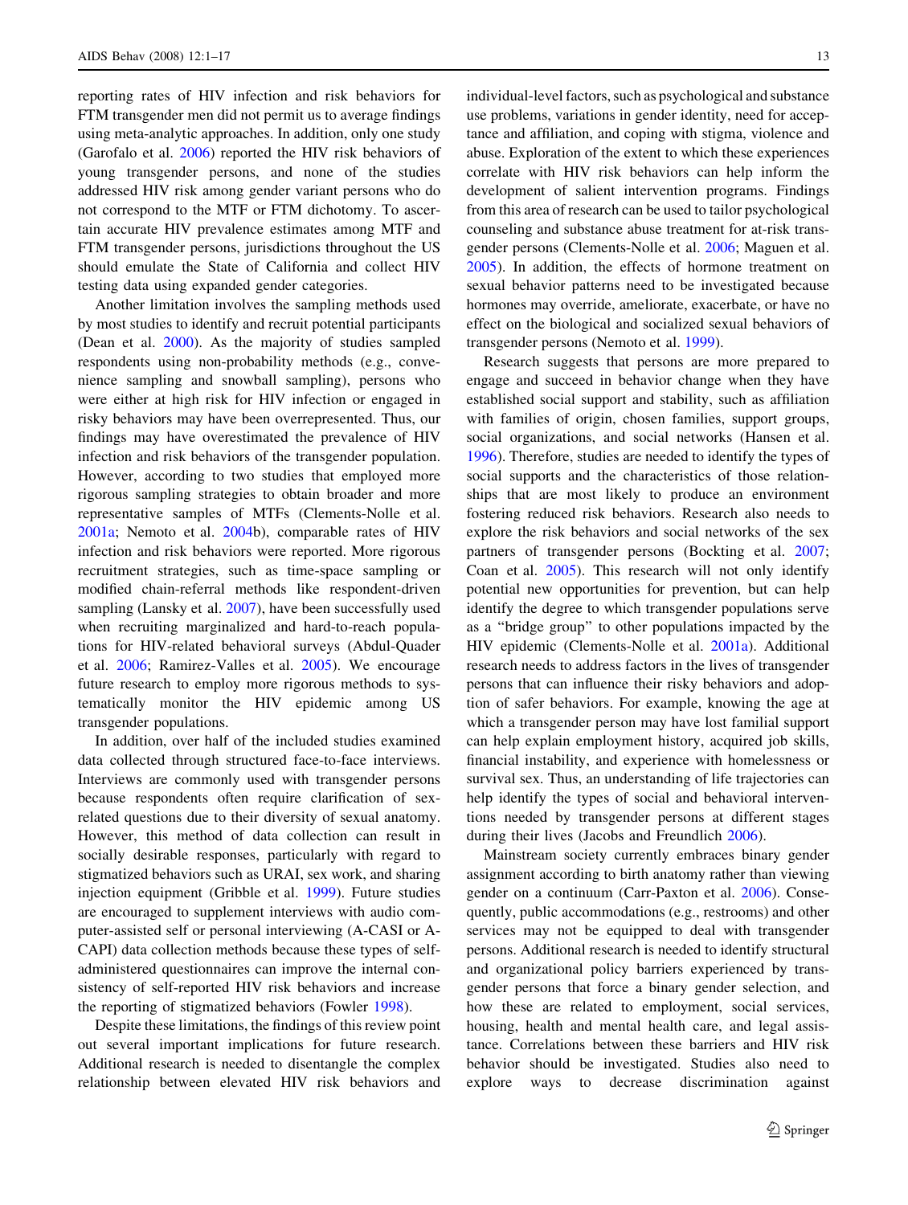reporting rates of HIV infection and risk behaviors for FTM transgender men did not permit us to average findings using meta-analytic approaches. In addition, only one study (Garofalo et al. 2006) reported the HIV risk behaviors of young transgender persons, and none of the studies addressed HIV risk among gender variant persons who do not correspond to the MTF or FTM dichotomy. To ascertain accurate HIV prevalence estimates among MTF and FTM transgender persons, jurisdictions throughout the US should emulate the State of California and collect HIV testing data using expanded gender categories.

Another limitation involves the sampling methods used by most studies to identify and recruit potential participants (Dean et al. 2000). As the majority of studies sampled respondents using non-probability methods (e.g., convenience sampling and snowball sampling), persons who were either at high risk for HIV infection or engaged in risky behaviors may have been overrepresented. Thus, our findings may have overestimated the prevalence of HIV infection and risk behaviors of the transgender population. However, according to two studies that employed more rigorous sampling strategies to obtain broader and more representative samples of MTFs (Clements-Nolle et al. 2001a; Nemoto et al. 2004b), comparable rates of HIV infection and risk behaviors were reported. More rigorous recruitment strategies, such as time-space sampling or modified chain-referral methods like respondent-driven sampling (Lansky et al. 2007), have been successfully used when recruiting marginalized and hard-to-reach populations for HIV-related behavioral surveys (Abdul-Quader et al. 2006; Ramirez-Valles et al. 2005). We encourage future research to employ more rigorous methods to systematically monitor the HIV epidemic among US transgender populations.

In addition, over half of the included studies examined data collected through structured face-to-face interviews. Interviews are commonly used with transgender persons because respondents often require clarification of sex-related questions due to their diversity of sexual anatomy. However, this method of data collection can result in socially desirable responses, particularly with regard to stigmatized behaviors such as URAI, sex work, and sharing injection equipment (Gribble et al. 1999). Future studies are encouraged to supplement interviews with audio computer-assisted self or personal interviewing (A-CASI or A-CAPI) data collection methods because these types of self-administered questionnaires can improve the internal consistency of self-reported HIV risk behaviors and increase the reporting of stigmatized behaviors (Fowler 1998).

Despite these limitations, the findings of this review point out several important implications for future research. Additional research is needed to disentangle the complex relationship between elevated HIV risk behaviors and individual-level factors, such as psychological and substance use problems, variations in gender identity, need for acceptance and affiliation, and coping with stigma, violence and abuse. Exploration of the extent to which these experiences correlate with HIV risk behaviors can help inform the development of salient intervention programs. Findings from this area of research can be used to tailor psychological counseling and substance abuse treatment for at-risk transgender persons (Clements-Nolle et al. 2006; Maguen et al. 2005). In addition, the effects of hormone treatment on sexual behavior patterns need to be investigated because hormones may override, ameliorate, exacerbate, or have no effect on the biological and socialized sexual behaviors of transgender persons (Nemoto et al. 1999).

Research suggests that persons are more prepared to engage and succeed in behavior change when they have established social support and stability, such as affiliation with families of origin, chosen families, support groups, social organizations, and social networks (Hansen et al. 1996). Therefore, studies are needed to identify the types of social supports and the characteristics of those relationships that are most likely to produce an environment fostering reduced risk behaviors. Research also needs to explore the risk behaviors and social networks of the sex partners of transgender persons (Bockting et al. 2007; Coan et al. 2005). This research will not only identify potential new opportunities for prevention, but can help identify the degree to which transgender populations serve as a "bridge group" to other populations impacted by the HIV epidemic (Clements-Nolle et al. 2001a). Additional research needs to address factors in the lives of transgender persons that can influence their risky behaviors and adoption of safer behaviors. For example, knowing the age at which a transgender person may have lost familial support can help explain employment history, acquired job skills, financial instability, and experience with homelessness or survival sex. Thus, an understanding of life trajectories can help identify the types of social and behavioral interventions needed by transgender persons at different stages during their lives (Jacobs and Freundlich 2006).

Mainstream society currently embraces binary gender assignment according to birth anatomy rather than viewing gender on a continuum (Carr-Paxton et al. 2006). Consequently, public accommodations (e.g., restrooms) and other services may not be equipped to deal with transgender persons. Additional research is needed to identify structural and organizational policy barriers experienced by transgender persons that force a binary gender selection, and how these are related to employment, social services, housing, health and mental health care, and legal assistance. Correlations between these barriers and HIV risk behavior should be investigated. Studies also need to explore ways to decrease discrimination against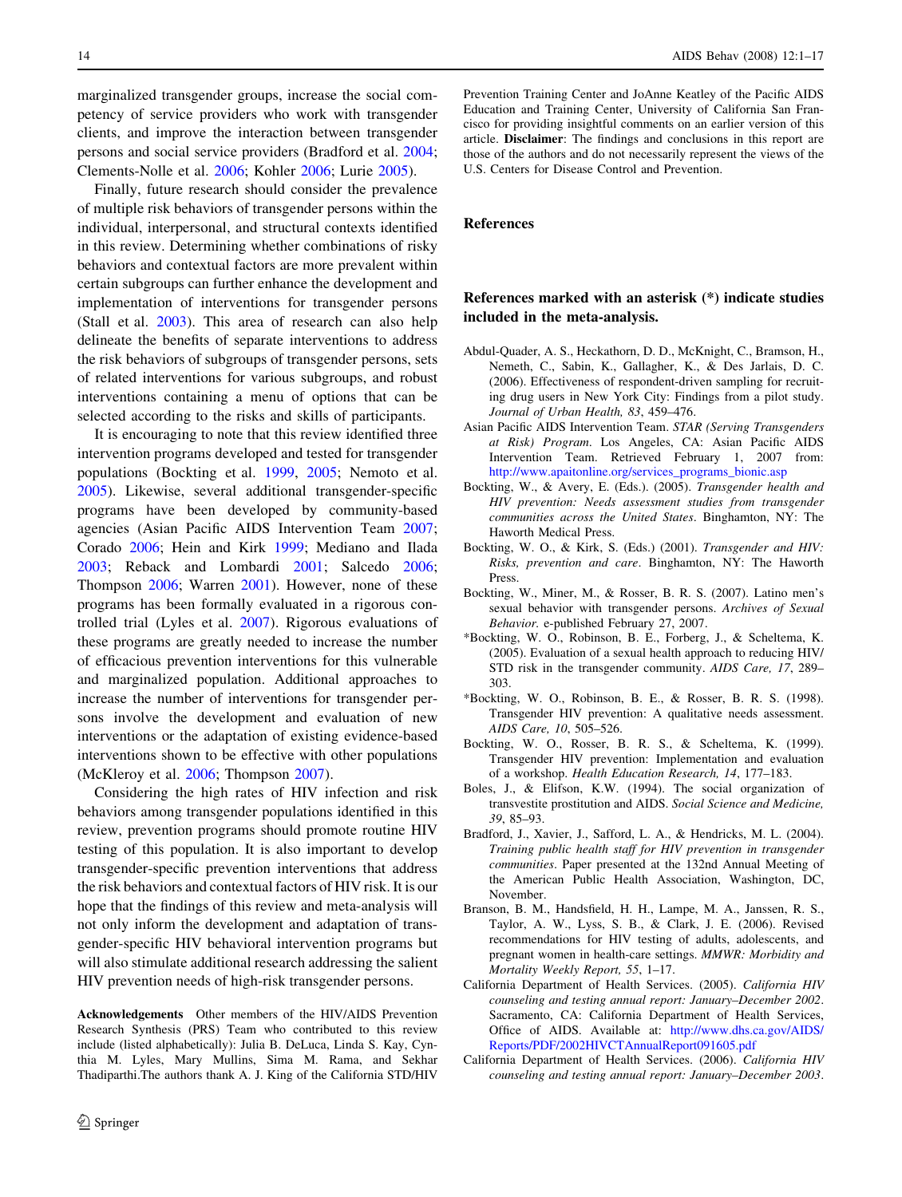marginalized transgender groups, increase the social competency of service providers who work with transgender clients, and improve the interaction between transgender persons and social service providers (Bradford et al. 2004; Clements-Nolle et al. 2006; Kohler 2006; Lurie 2005).

Finally, future research should consider the prevalence of multiple risk behaviors of transgender persons within the individual, interpersonal, and structural contexts identified in this review. Determining whether combinations of risky behaviors and contextual factors are more prevalent within certain subgroups can further enhance the development and implementation of interventions for transgender persons (Stall et al. 2003). This area of research can also help delineate the benefits of separate interventions to address the risk behaviors of subgroups of transgender persons, sets of related interventions for various subgroups, and robust interventions containing a menu of options that can be selected according to the risks and skills of participants.

It is encouraging to note that this review identified three intervention programs developed and tested for transgender populations (Bockting et al. 1999, 2005; Nemoto et al. 2005). Likewise, several additional transgender-specific programs have been developed by community-based agencies (Asian Pacific AIDS Intervention Team 2007; Corado 2006; Hein and Kirk 1999; Mediano and Ilada 2003; Reback and Lombardi 2001; Salcedo 2006; Thompson 2006; Warren 2001). However, none of these programs has been formally evaluated in a rigorous controlled trial (Lyles et al. 2007). Rigorous evaluations of these programs are greatly needed to increase the number of efficacious prevention interventions for this vulnerable and marginalized population. Additional approaches to increase the number of interventions for transgender persons involve the development and evaluation of new interventions or the adaptation of existing evidence-based interventions shown to be effective with other populations (McKleroy et al. 2006; Thompson 2007).

Considering the high rates of HIV infection and risk behaviors among transgender populations identified in this review, prevention programs should promote routine HIV testing of this population. It is also important to develop transgender-specific prevention interventions that address the risk behaviors and contextual factors of HIV risk. It is our hope that the findings of this review and meta-analysis will not only inform the development and adaptation of transgender-specific HIV behavioral intervention programs but will also stimulate additional research addressing the salient HIV prevention needs of high-risk transgender persons.

**Acknowledgements** Other members of the HIV/AIDS Prevention Research Synthesis (PRS) Team who contributed to this review include (listed alphabetically): Julia B. DeLuca, Linda S. Kay, Cynthia M. Lyles, Mary Mullins, Sima M. Rama, and Sekhar Thadiparthi. The authors thank A. J. King of the California STD/HIV Prevention Training Center and JoAnne Keatley of the Pacific AIDS Education and Training Center, University of California San Francisco for providing insightful comments on an earlier version of this article. **Disclaimer**: The findings and conclusions in this report are those of the authors and do not necessarily represent the views of the U.S. Centers for Disease Control and Prevention.

## References

### References marked with an asterisk (*) indicate studies included in the meta-analysis.

Abdul-Quader, A. S., Heckathorn, D. D., McKnight, C., Bramson, H., Nemeth, C., Sabin, K., Gallagher, K., & Des Jarlais, D. C. (2006). Effectiveness of respondent-driven sampling for recruiting drug users in New York City: Findings from a pilot study. *Journal of Urban Health, 83*, 459–476.

Asian Pacific AIDS Intervention Team. *STAR (Serving Transgenders at Risk) Program*. Los Angeles, CA: Asian Pacific AIDS Intervention Team. Retrieved February 1, 2007 from: http://www.apaitonline.org/services_programs_bionic.asp

Bockting, W., & Avery, E. (Eds.). (2005). *Transgender health and HIV prevention: Needs assessment studies from transgender communities across the United States*. Binghamton, NY: The Haworth Medical Press.

Bockting, W. O., & Kirk, S. (Eds.) (2001). *Transgender and HIV: Risks, prevention and care*. Binghamton, NY: The Haworth Press.

Bockting, W., Miner, M., & Rosser, B. R. S. (2007). Latino men's sexual behavior with transgender persons. *Archives of Sexual Behavior*. e-published February 27, 2007.

*Bockting, W. O., Robinson, B. E., Forberg, J., & Scheltema, K. (2005). Evaluation of a sexual health approach to reducing HIV/STD risk in the transgender community. *AIDS Care, 17*, 289–303.

*Bockting, W. O., Robinson, B. E., & Rosser, B. R. S. (1998). Transgender HIV prevention: A qualitative needs assessment. *AIDS Care, 10*, 505–526.

Bockting, W. O., Rosser, B. R. S., & Scheltema, K. (1999). Transgender HIV prevention: Implementation and evaluation of a workshop. *Health Education Research, 14*, 177–183.

Boles, J., & Elifson, K.W. (1994). The social organization of transvestite prostitution and AIDS. *Social Science and Medicine, 39*, 85–93.

Bradford, J., Xavier, J., Safford, L. A., & Hendricks, M. L. (2004). *Training public health staff for HIV prevention in transgender communities*. Paper presented at the 132nd Annual Meeting of the American Public Health Association, Washington, DC, November.

Branson, B. M., Handsfield, H. H., Lampe, M. A., Janssen, R. S., Taylor, A. W., Lyss, S. B., & Clark, J. E. (2006). Revised recommendations for HIV testing of adults, adolescents, and pregnant women in health-care settings. *MMWR: Morbidity and Mortality Weekly Report, 55*, 1–17.

California Department of Health Services. (2005). *California HIV counseling and testing annual report: January–December 2002*. Sacramento, CA: California Department of Health Services, Office of AIDS. Available at: http://www.dhs.ca.gov/AIDS/Reports/PDF/2002HIVCTAnnualReport091605.pdf

California Department of Health Services. (2006). *California HIV counseling and testing annual report: January–December 2003*.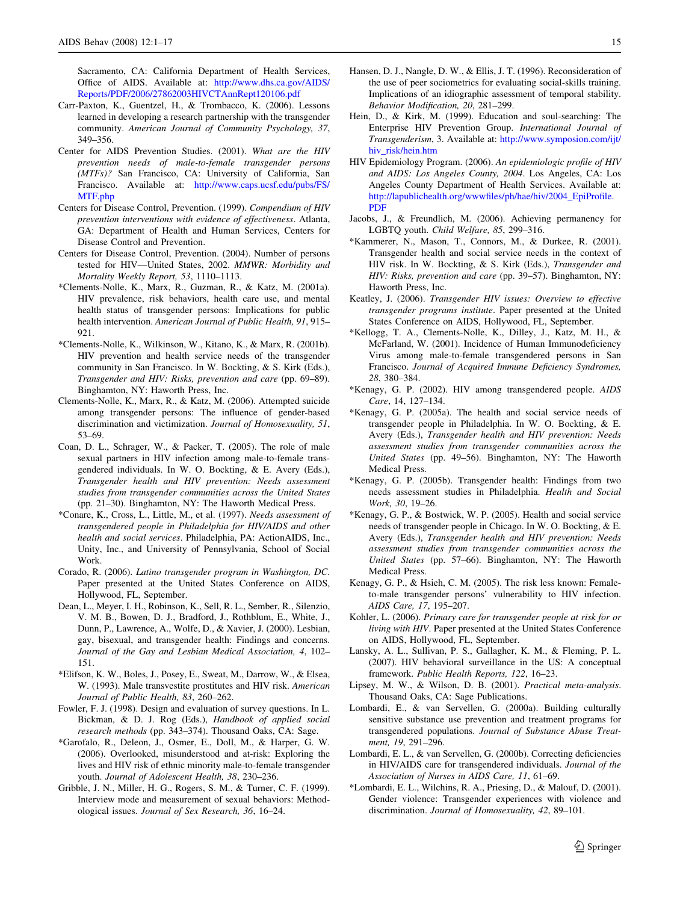Sacramento, CA: California Department of Health Services, Office of AIDS. Available at: http://www.dhs.ca.gov/AIDS/Reports/PDF/2006/27862003HIVCTAnnRept120106.pdf

Carr-Paxton, K., Guentzel, H., & Trombacco, K. (2006). Lessons learned in developing a research partnership with the transgender community. *American Journal of Community Psychology, 37*, 349–356.

Center for AIDS Prevention Studies. (2001). *What are the HIV prevention needs of male-to-female transgender persons (MTFs)?* San Francisco, CA: University of California, San Francisco. Available at: http://www.caps.ucsf.edu/pubs/FS/MTF.php

Centers for Disease Control, Prevention. (1999). *Compendium of HIV prevention interventions with evidence of effectiveness*. Atlanta, GA: Department of Health and Human Services, Centers for Disease Control and Prevention.

Centers for Disease Control, Prevention. (2004). Number of persons tested for HIV—United States, 2002. *MMWR: Morbidity and Mortality Weekly Report, 53*, 1110–1113.

*Clements-Nolle, K., Marx, R., Guzman, R., & Katz, M. (2001a). HIV prevalence, risk behaviors, health care use, and mental health status of transgender persons: Implications for public health intervention. *American Journal of Public Health, 91*, 915–921.

*Clements-Nolle, K., Wilkinson, W., Kitano, K., & Marx, R. (2001b). HIV prevention and health service needs of the transgender community in San Francisco. In W. Bockting, & S. Kirk (Eds.), *Transgender and HIV: Risks, prevention and care* (pp. 69–89). Binghamton, NY: Haworth Press, Inc.

Clements-Nolle, K., Marx, R., & Katz, M. (2006). Attempted suicide among transgender persons: The influence of gender-based discrimination and victimization. *Journal of Homosexuality, 51*, 53–69.

Coan, D. L., Schrager, W., & Packer, T. (2005). The role of male sexual partners in HIV infection among male-to-female transgendered individuals. In W. O. Bockting, & E. Avery (Eds.), *Transgender health and HIV prevention: Needs assessment studies from transgender communities across the United States* (pp. 21–30). Binghamton, NY: The Haworth Medical Press.

*Conare, K., Cross, L., Little, M., et al. (1997). *Needs assessment of transgendered people in Philadelphia for HIV/AIDS and other health and social services*. Philadelphia, PA: ActionAIDS, Inc., Unity, Inc., and University of Pennsylvania, School of Social Work.

Corado, R. (2006). *Latino transgender program in Washington, DC*. Paper presented at the United States Conference on AIDS, Hollywood, FL, September.

Dean, L., Meyer, I. H., Robinson, K., Sell, R. L., Sember, R., Silenzio, V. M. B., Bowen, D. J., Bradford, J., Rothblum, E., White, J., Dunn, P., Lawrence, A., Wolfe, D., & Xavier, J. (2000). Lesbian, gay, bisexual, and transgender health: Findings and concerns. *Journal of the Gay and Lesbian Medical Association, 4*, 102–151.

*Elifson, K. W., Boles, J., Posey, E., Sweat, M., Darrow, W., & Elsea, W. (1993). Male transvestite prostitutes and HIV risk. *American Journal of Public Health, 83*, 260–262.

Fowler, F. J. (1998). Design and evaluation of survey questions. In L. Bickman, & D. J. Rog (Eds.), *Handbook of applied social research methods* (pp. 343–374). Thousand Oaks, CA: Sage.

*Garofalo, R., Deleon, J., Osmer, E., Doll, M., & Harper, G. W. (2006). Overlooked, misunderstood and at-risk: Exploring the lives and HIV risk of ethnic minority male-to-female transgender youth. *Journal of Adolescent Health, 38*, 230–236.

Gribble, J. N., Miller, H. G., Rogers, S. M., & Turner, C. F. (1999). Interview mode and measurement of sexual behaviors: Methodological issues. *Journal of Sex Research, 36*, 16–24.

Hansen, D. J., Nangle, D. W., & Ellis, J. T. (1996). Reconsideration of the use of peer sociometrics for evaluating social-skills training. Implications of an idiographic assessment of temporal stability. *Behavior Modification, 20*, 281–299.

Hein, D., & Kirk, M. (1999). Education and soul-searching: The Enterprise HIV Prevention Group. *International Journal of Transgenderism*, 3. Available at: http://www.symposion.com/ijt/hiv_risk/hein.htm

HIV Epidemiology Program. (2006). *An epidemiologic profile of HIV and AIDS: Los Angeles County, 2004*. Los Angeles, CA: Los Angeles County Department of Health Services. Available at: http://lapublichealth.org/wwwfiles/ph/hae/hiv/2004_EpiProfile.PDF

Jacobs, J., & Freundlich, M. (2006). Achieving permanency for LGBTQ youth. *Child Welfare, 85*, 299–316.

*Kammerer, N., Mason, T., Connors, M., & Durkee, R. (2001). Transgender health and social service needs in the context of HIV risk. In W. Bockting, & S. Kirk (Eds.), *Transgender and HIV: Risks, prevention and care* (pp. 39–57). Binghamton, NY: Haworth Press, Inc.

Keatley, J. (2006). *Transgender HIV issues: Overview to effective transgender programs institute*. Paper presented at the United States Conference on AIDS, Hollywood, FL, September.

*Kellogg, T. A., Clements-Nolle, K., Dilley, J., Katz, M. H., & McFarland, W. (2001). Incidence of Human Immunodeficiency Virus among male-to-female transgendered persons in San Francisco. *Journal of Acquired Immune Deficiency Syndromes, 28*, 380–384.

*Kenagy, G. P. (2002). HIV among transgendered people. *AIDS Care*, 14, 127–134.

*Kenagy, G. P. (2005a). The health and social service needs of transgender people in Philadelphia. In W. O. Bockting, & E. Avery (Eds.), *Transgender health and HIV prevention: Needs assessment studies from transgender communities across the United States* (pp. 49–56). Binghamton, NY: The Haworth Medical Press.

*Kenagy, G. P. (2005b). Transgender health: Findings from two needs assessment studies in Philadelphia. *Health and Social Work, 30*, 19–26.

*Kenagy, G. P., & Bostwick, W. P. (2005). Health and social service needs of transgender people in Chicago. In W. O. Bockting, & E. Avery (Eds.), *Transgender health and HIV prevention: Needs assessment studies from transgender communities across the United States* (pp. 57–66). Binghamton, NY: The Haworth Medical Press.

Kenagy, G. P., & Hsieh, C. M. (2005). The risk less known: Female-to-male transgender persons' vulnerability to HIV infection. *AIDS Care, 17*, 195–207.

Kohler, L. (2006). *Primary care for transgender people at risk for or living with HIV*. Paper presented at the United States Conference on AIDS, Hollywood, FL, September.

Lansky, A. L., Sullivan, P. S., Gallagher, K. M., & Fleming, P. L. (2007). HIV behavioral surveillance in the US: A conceptual framework. *Public Health Reports, 122*, 16–23.

Lipsey, M. W., & Wilson, D. B. (2001). *Practical meta-analysis*. Thousand Oaks, CA: Sage Publications.

Lombardi, E., & van Servellen, G. (2000a). Building culturally sensitive substance use prevention and treatment programs for transgendered populations. *Journal of Substance Abuse Treatment, 19*, 291–296.

Lombardi, E. L., & van Servellen, G. (2000b). Correcting deficiencies in HIV/AIDS care for transgendered individuals. *Journal of the Association of Nurses in AIDS Care, 11*, 61–69.

*Lombardi, E. L., Wilchins, R. A., Priesing, D., & Malouf, D. (2001). Gender violence: Transgender experiences with violence and discrimination. *Journal of Homosexuality, 42*, 89–101.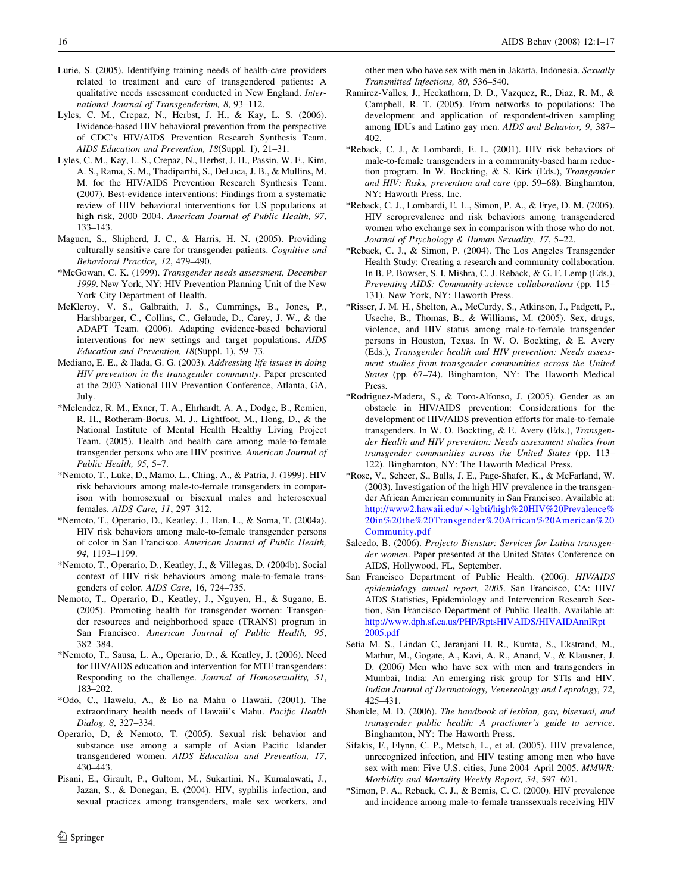Lurie, S. (2005). Identifying training needs of health-care providers related to treatment and care of transgendered patients: A qualitative needs assessment conducted in New England. *International Journal of Transgenderism, 8*, 93–112.

Lyles, C. M., Crepaz, N., Herbst, J. H., & Kay, L. S. (2006). Evidence-based HIV behavioral prevention from the perspective of CDC's HIV/AIDS Prevention Research Synthesis Team. *AIDS Education and Prevention, 18*(Suppl. 1), 21–31.

Lyles, C. M., Kay, L. S., Crepaz, N., Herbst, J. H., Passin, W. F., Kim, A. S., Rama, S. M., Thadiparthi, S., DeLuca, J. B., & Mullins, M. M. for the HIV/AIDS Prevention Research Synthesis Team. (2007). Best-evidence interventions: Findings from a systematic review of HIV behavioral interventions for US populations at high risk, 2000–2004. *American Journal of Public Health, 97*, 133–143.

Maguen, S., Shipherd, J. C., & Harris, H. N. (2005). Providing culturally sensitive care for transgender patients. *Cognitive and Behavioral Practice, 12*, 479–490.

*McGowan, C. K. (1999). *Transgender needs assessment, December 1999*. New York, NY: HIV Prevention Planning Unit of the New York City Department of Health.

McKleroy, V. S., Galbraith, J. S., Cummings, B., Jones, P., Harshbarger, C., Collins, C., Gelaude, D., Carey, J. W., & the ADAPT Team. (2006). Adapting evidence-based behavioral interventions for new settings and target populations. *AIDS Education and Prevention, 18*(Suppl. 1), 59–73.

Mediano, E. E., & Ilada, G. G. (2003). *Addressing life issues in doing HIV prevention in the transgender community*. Paper presented at the 2003 National HIV Prevention Conference, Atlanta, GA, July.

*Melendez, R. M., Exner, T. A., Ehrhardt, A. A., Dodge, B., Remien, R. H., Rotheram-Borus, M. J., Lightfoot, M., Hong, D., & the National Institute of Mental Health Healthy Living Project Team. (2005). Health and health care among male-to-female transgender persons who are HIV positive. *American Journal of Public Health, 95*, 5–7.

*Nemoto, T., Luke, D., Mamo, L., Ching, A., & Patria, J. (1999). HIV risk behaviours among male-to-female transgenders in comparison with homosexual or bisexual males and heterosexual females. *AIDS Care, 11*, 297–312.

*Nemoto, T., Operario, D., Keatley, J., Han, L., & Soma, T. (2004a). HIV risk behaviors among male-to-female transgender persons of color in San Francisco. *American Journal of Public Health, 94*, 1193–1199.

*Nemoto, T., Operario, D., Keatley, J., & Villegas, D. (2004b). Social context of HIV risk behaviours among male-to-female transgenders of color. *AIDS Care*, 16, 724–735.

Nemoto, T., Operario, D., Keatley, J., Nguyen, H., & Sugano, E. (2005). Promoting health for transgender women: Transgender resources and neighborhood space (TRANS) program in San Francisco. *American Journal of Public Health, 95*, 382–384.

*Nemoto, T., Sausa, L. A., Operario, D., & Keatley, J. (2006). Need for HIV/AIDS education and intervention for MTF transgenders: Responding to the challenge. *Journal of Homosexuality, 51*, 183–202.

*Odo, C., Hawelu, A., & Eo na Mahu o Hawaii. (2001). The extraordinary health needs of Hawaii's Mahu. *Pacific Health Dialog, 8*, 327–334.

Operario, D, & Nemoto, T. (2005). Sexual risk behavior and substance use among a sample of Asian Pacific Islander transgendered women. *AIDS Education and Prevention, 17*, 430–443.

Pisani, E., Girault, P., Gultom, M., Sukartini, N., Kumalawati, J., Jazan, S., & Donegan, E. (2004). HIV, syphilis infection, and sexual practices among transgenders, male sex workers, and other men who have sex with men in Jakarta, Indonesia. *Sexually Transmitted Infections, 80*, 536–540.

Ramirez-Valles, J., Heckathorn, D. D., Vazquez, R., Diaz, R. M., & Campbell, R. T. (2005). From networks to populations: The development and application of respondent-driven sampling among IDUs and Latino gay men. *AIDS and Behavior, 9*, 387–402.

*Reback, C. J., & Lombardi, E. L. (2001). HIV risk behaviors of male-to-female transgenders in a community-based harm reduction program. In W. Bockting, & S. Kirk (Eds.), *Transgender and HIV: Risks, prevention and care* (pp. 59–68). Binghamton, NY: Haworth Press, Inc.

*Reback, C. J., Lombardi, E. L., Simon, P. A., & Frye, D. M. (2005). HIV seroprevalence and risk behaviors among transgendered women who exchange sex in comparison with those who do not. *Journal of Psychology & Human Sexuality, 17*, 5–22.

*Reback, C. J., & Simon, P. (2004). The Los Angeles Transgender Health Study: Creating a research and community collaboration. In B. P. Bowser, S. I. Mishra, C. J. Reback, & G. F. Lemp (Eds.), *Preventing AIDS: Community-science collaborations* (pp. 115–131). New York, NY: Haworth Press.

*Risser, J. M. H., Shelton, A., McCurdy, S., Atkinson, J., Padgett, P., Useche, B., Thomas, B., & Williams, M. (2005). Sex, drugs, violence, and HIV status among male-to-female transgender persons in Houston, Texas. In W. O. Bockting, & E. Avery (Eds.), *Transgender health and HIV prevention: Needs assessment studies from transgender communities across the United States* (pp. 67–74). Binghamton, NY: The Haworth Medical Press.

*Rodriguez-Madera, S., & Toro-Alfonso, J. (2005). Gender as an obstacle in HIV/AIDS prevention: Considerations for the development of HIV/AIDS prevention efforts for male-to-female transgenders. In W. O. Bockting, & E. Avery (Eds.), *Transgender Health and HIV prevention: Needs assessment studies from transgender communities across the United States* (pp. 113–122). Binghamton, NY: The Haworth Medical Press.

*Rose, V., Scheer, S., Balls, J. E., Page-Shafer, K., & McFarland, W. (2003). Investigation of the high HIV prevalence in the transgender African American community in San Francisco. Available at: http://www2.hawaii.edu/~lgbti/high%20HIV%20Prevalence%20in%20the%20Transgender%20African%20American%20Community.pdf

Salcedo, B. (2006). *Projecto Bienstar: Services for Latina transgender women*. Paper presented at the United States Conference on AIDS, Hollywood, FL, September.

San Francisco Department of Public Health. (2006). *HIV/AIDS epidemiology annual report, 2005*. San Francisco, CA: HIV/AIDS Statistics, Epidemiology and Intervention Research Section, San Francisco Department of Public Health. Available at: http://www.dph.sf.ca.us/PHP/RptsHIVAIDS/HIVAIDAnnlRpt2005.pdf

Setia M. S., Lindan C, Jeranjani H. R., Kumta, S., Ekstrand, M., Mathur, M., Gogate, A., Kavi, A. R., Anand, V., & Klausner, J. D. (2006) Men who have sex with men and transgenders in Mumbai, India: An emerging risk group for STIs and HIV. *Indian Journal of Dermatology, Venereology and Leprology, 72*, 425–431.

Shankle, M. D. (2006). *The handbook of lesbian, gay, bisexual, and transgender public health: A practioner's guide to service*. Binghamton, NY: The Haworth Press.

Sifakis, F., Flynn, C. P., Metsch, L., et al. (2005). HIV prevalence, unrecognized infection, and HIV testing among men who have sex with men: Five U.S. cities, June 2004–April 2005. *MMWR: Morbidity and Mortality Weekly Report, 54*, 597–601.

*Simon, P. A., Reback, C. J., & Bemis, C. C. (2000). HIV prevalence and incidence among male-to-female transsexuals receiving HIV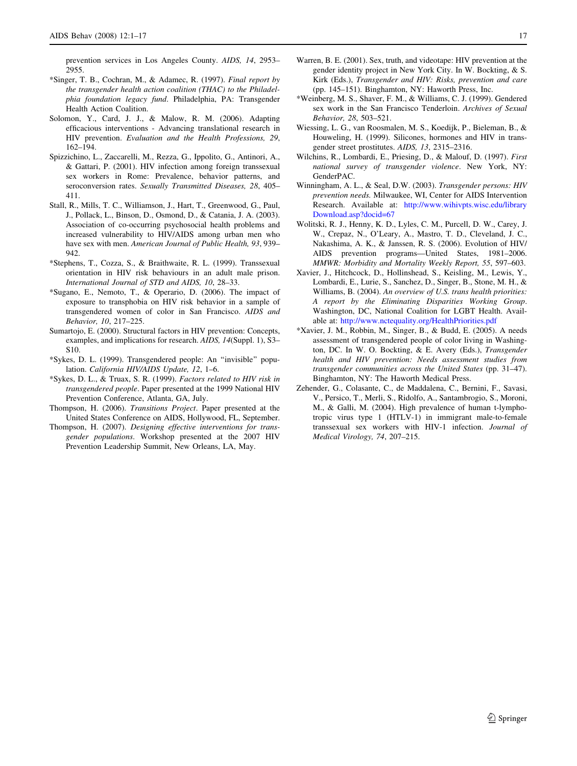prevention services in Los Angeles County. *AIDS, 14*, 2953–2955.

*Singer, T. B., Cochran, M., & Adamec, R. (1997). *Final report by the transgender health action coalition (THAC) to the Philadelphia foundation legacy fund*. Philadelphia, PA: Transgender Health Action Coalition.

Solomon, Y., Card, J. J., & Malow, R. M. (2006). Adapting efficacious interventions - Advancing translational research in HIV prevention. *Evaluation and the Health Professions, 29*, 162–194.

Spizzichino, L., Zaccarelli, M., Rezza, G., Ippolito, G., Antinori, A., & Gattari, P. (2001). HIV infection among foreign transsexual sex workers in Rome: Prevalence, behavior patterns, and seroconversion rates. *Sexually Transmitted Diseases, 28*, 405–411.

Stall, R., Mills, T. C., Williamson, J., Hart, T., Greenwood, G., Paul, J., Pollack, L., Binson, D., Osmond, D., & Catania, J. A. (2003). Association of co-occurring psychosocial health problems and increased vulnerability to HIV/AIDS among urban men who have sex with men. *American Journal of Public Health, 93*, 939–942.

*Stephens, T., Cozza, S., & Braithwaite, R. L. (1999). Transsexual orientation in HIV risk behaviours in an adult male prison. *International Journal of STD and AIDS, 10*, 28–33.

*Sugano, E., Nemoto, T., & Operario, D. (2006). The impact of exposure to transphobia on HIV risk behavior in a sample of transgendered women of color in San Francisco. *AIDS and Behavior, 10*, 217–225.

Sumartojo, E. (2000). Structural factors in HIV prevention: Concepts, examples, and implications for research. *AIDS, 14*(Suppl. 1), S3–S10.

*Sykes, D. L. (1999). Transgendered people: An "invisible" population. *California HIV/AIDS Update, 12*, 1–6.

*Sykes, D. L., & Truax, S. R. (1999). *Factors related to HIV risk in transgendered people*. Paper presented at the 1999 National HIV Prevention Conference, Atlanta, GA, July.

Thompson, H. (2006). *Transitions Project*. Paper presented at the United States Conference on AIDS, Hollywood, FL, September.

Thompson, H. (2007). *Designing effective interventions for transgender populations*. Workshop presented at the 2007 HIV Prevention Leadership Summit, New Orleans, LA, May.

Warren, B. E. (2001). Sex, truth, and videotape: HIV prevention at the gender identity project in New York City. In W. Bockting, & S. Kirk (Eds.), *Transgender and HIV: Risks, prevention and care* (pp. 145–151). Binghamton, NY: Haworth Press, Inc.

*Weinberg, M. S., Shaver, F. M., & Williams, C. J. (1999). Gendered sex work in the San Francisco Tenderloin. *Archives of Sexual Behavior, 28*, 503–521.

Wiessing, L. G., van Roosmalen, M. S., Koedijk, P., Bieleman, B., & Houweling, H. (1999). Silicones, hormones and HIV in transgender street prostitutes. *AIDS, 13*, 2315–2316.

Wilchins, R., Lombardi, E., Priesing, D., & Malouf, D. (1997). *First national survey of transgender violence*. New York, NY: GenderPAC.

Winningham, A. L., & Seal, D.W. (2003). *Transgender persons: HIV prevention needs.* Milwaukee, WI, Center for AIDS Intervention Research. Available at: http://www.wihivpts.wisc.edu/library Download.asp?docid=67

Wolitski, R. J., Henny, K. D., Lyles, C. M., Purcell, D. W., Carey, J. W., Crepaz, N., O'Leary, A., Mastro, T. D., Cleveland, J. C., Nakashima, A. K., & Janssen, R. S. (2006). Evolution of HIV/AIDS prevention programs—United States, 1981–2006. *MMWR: Morbidity and Mortality Weekly Report, 55*, 597–603.

Xavier, J., Hitchcock, D., Hollinshead, S., Keisling, M., Lewis, Y., Lombardi, E., Lurie, S., Sanchez, D., Singer, B., Stone, M. H., & Williams, B. (2004). *An overview of U.S. trans health priorities: A report by the Eliminating Disparities Working Group*. Washington, DC, National Coalition for LGBT Health. Available at: http://www.nctequality.org/HealthPriorities.pdf

*Xavier, J. M., Robbin, M., Singer, B., & Budd, E. (2005). A needs assessment of transgendered people of color living in Washington, DC. In W. O. Bockting, & E. Avery (Eds.), *Transgender health and HIV prevention: Needs assessment studies from transgender communities across the United States* (pp. 31–47). Binghamton, NY: The Haworth Medical Press.

Zehender, G., Colasante, C., de Maddalena, C., Bernini, F., Savasi, V., Persico, T., Merli, S., Ridolfo, A., Santambrogio, S., Moroni, M., & Galli, M. (2004). High prevalence of human t-lymphotropic virus type 1 (HTLV-1) in immigrant male-to-female transsexual sex workers with HIV-1 infection. *Journal of Medical Virology, 74*, 207–215.